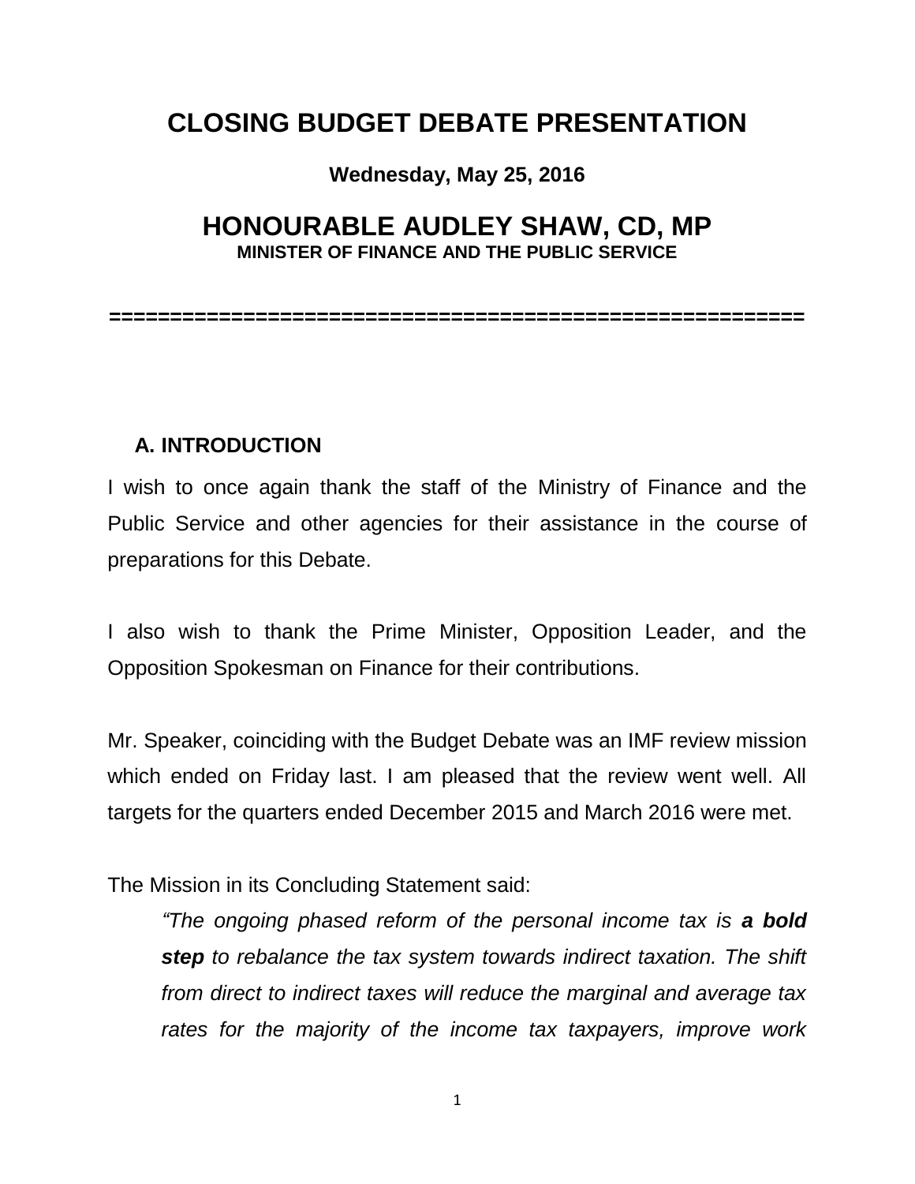# CLOSING BUDGET DEBATE PRESENTATION

**Wednesday, May 25, 2016**

## HONOURABLE AUDLEY SHAW, CD, MP

**MINISTER OF FINANCE AND THE PUBLIC SERVICE**

==========================================================

### A. INTRODUCTION

I wish to once again thank the staff of the Ministry of Finance and the Public Service and other agencies for their assistance in the course of preparations for this Debate.

I also wish to thank the Prime Minister, Opposition Leader, and the Opposition Spokesman on Finance for their contributions.

Mr. Speaker, coinciding with the Budget Debate was an IMF review mission which ended on Friday last. I am pleased that the review went well. All targets for the quarters ended December 2015 and March 2016 were met.

The Mission in its Concluding Statement said:

> *"The ongoing phased reform of the personal income tax is* ***a bold step*** *to rebalance the tax system towards indirect taxation. The shift from direct to indirect taxes will reduce the marginal and average tax rates for the majority of the income tax taxpayers, improve work*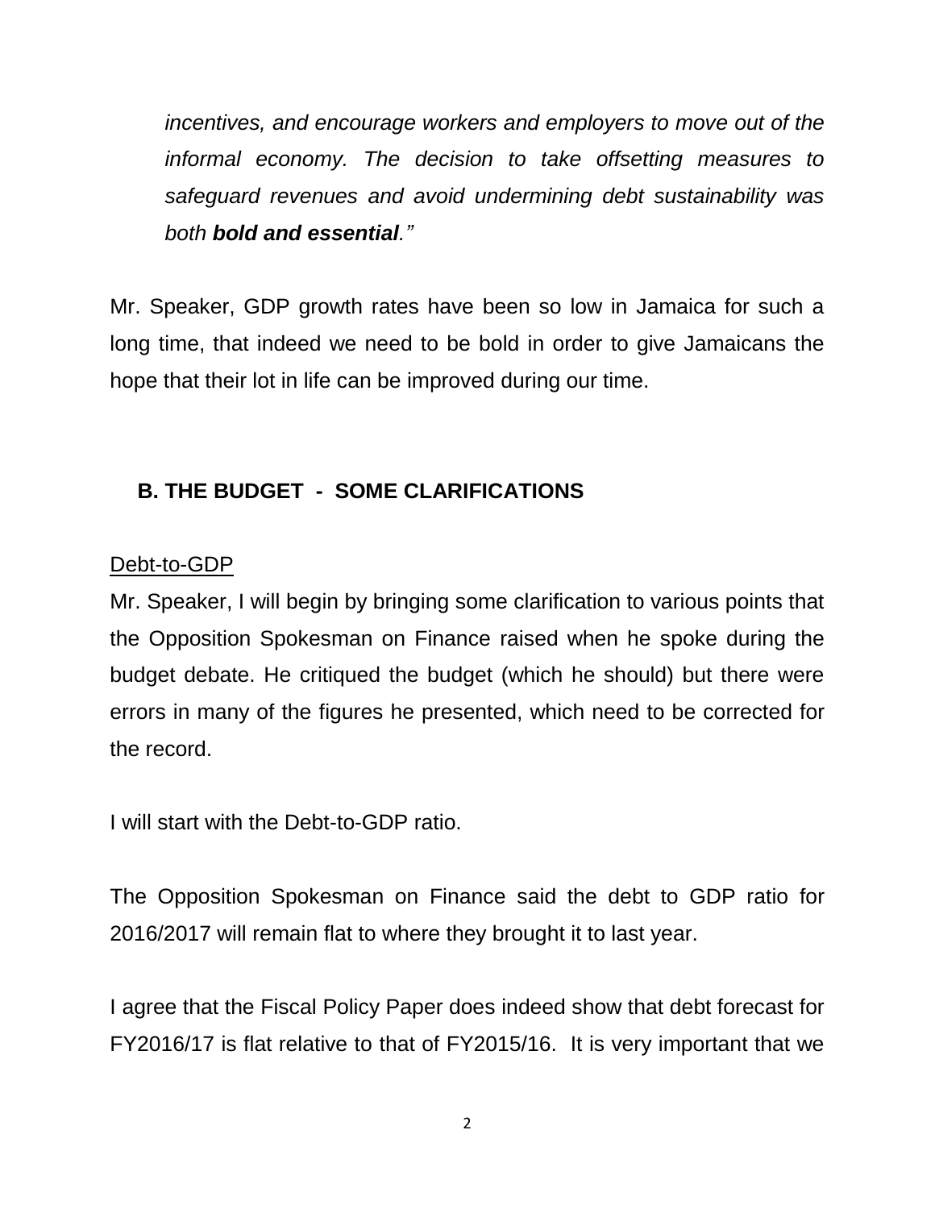*incentives, and encourage workers and employers to move out of the informal economy. The decision to take offsetting measures to safeguard revenues and avoid undermining debt sustainability was both* ***bold and essential****."*

Mr. Speaker, GDP growth rates have been so low in Jamaica for such a long time, that indeed we need to be bold in order to give Jamaicans the hope that their lot in life can be improved during our time.

## B. THE BUDGET - SOME CLARIFICATIONS

<u>Debt-to-GDP</u>

Mr. Speaker, I will begin by bringing some clarification to various points that the Opposition Spokesman on Finance raised when he spoke during the budget debate. He critiqued the budget (which he should) but there were errors in many of the figures he presented, which need to be corrected for the record.

I will start with the Debt-to-GDP ratio.

The Opposition Spokesman on Finance said the debt to GDP ratio for 2016/2017 will remain flat to where they brought it to last year.

I agree that the Fiscal Policy Paper does indeed show that debt forecast for FY2016/17 is flat relative to that of FY2015/16. It is very important that we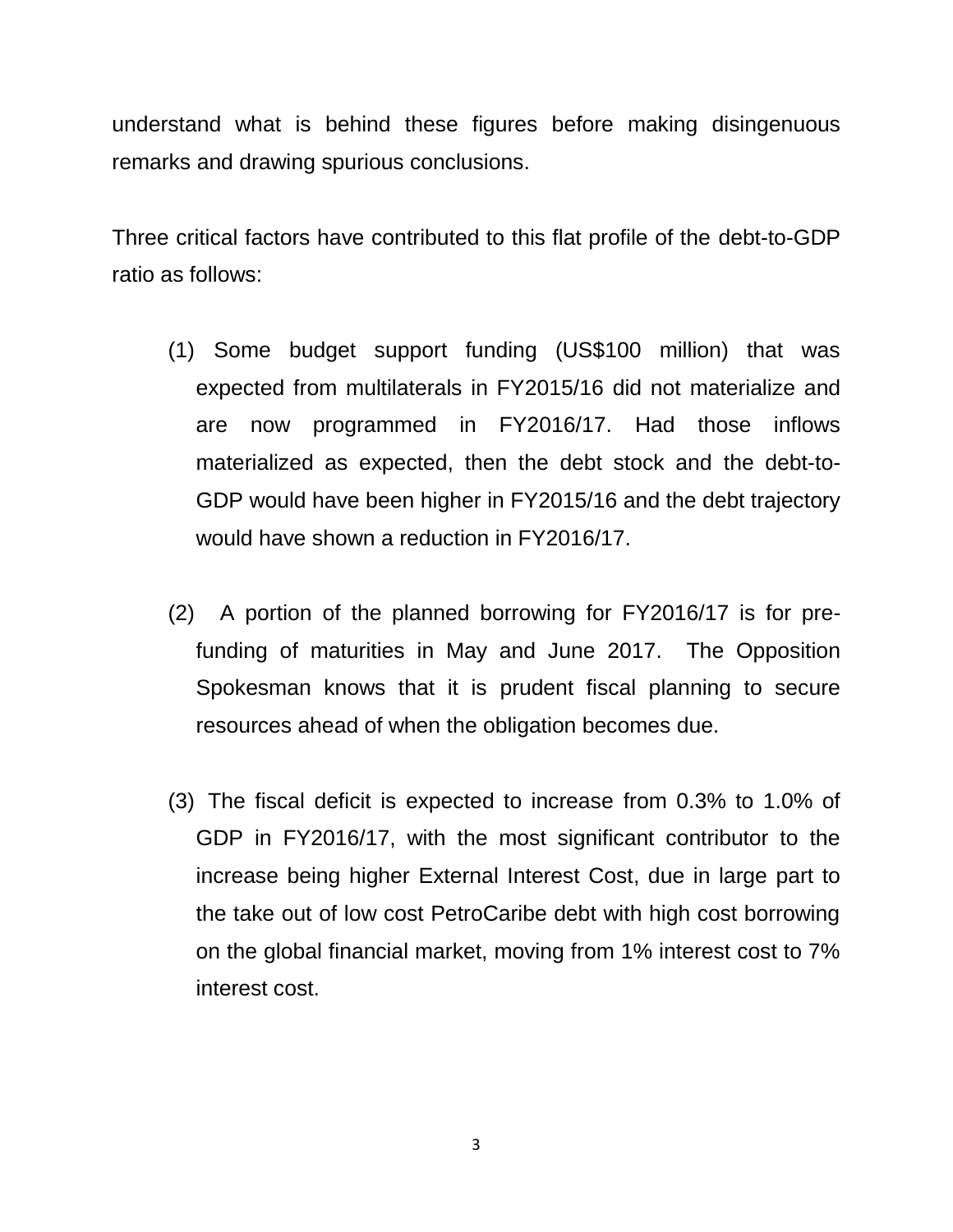understand what is behind these figures before making disingenuous remarks and drawing spurious conclusions.

Three critical factors have contributed to this flat profile of the debt-to-GDP ratio as follows:

(1) Some budget support funding (US$100 million) that was expected from multilaterals in FY2015/16 did not materialize and are now programmed in FY2016/17. Had those inflows materialized as expected, then the debt stock and the debt-to-GDP would have been higher in FY2015/16 and the debt trajectory would have shown a reduction in FY2016/17.

(2) A portion of the planned borrowing for FY2016/17 is for pre-funding of maturities in May and June 2017. The Opposition Spokesman knows that it is prudent fiscal planning to secure resources ahead of when the obligation becomes due.

(3) The fiscal deficit is expected to increase from 0.3% to 1.0% of GDP in FY2016/17, with the most significant contributor to the increase being higher External Interest Cost, due in large part to the take out of low cost PetroCaribe debt with high cost borrowing on the global financial market, moving from 1% interest cost to 7% interest cost.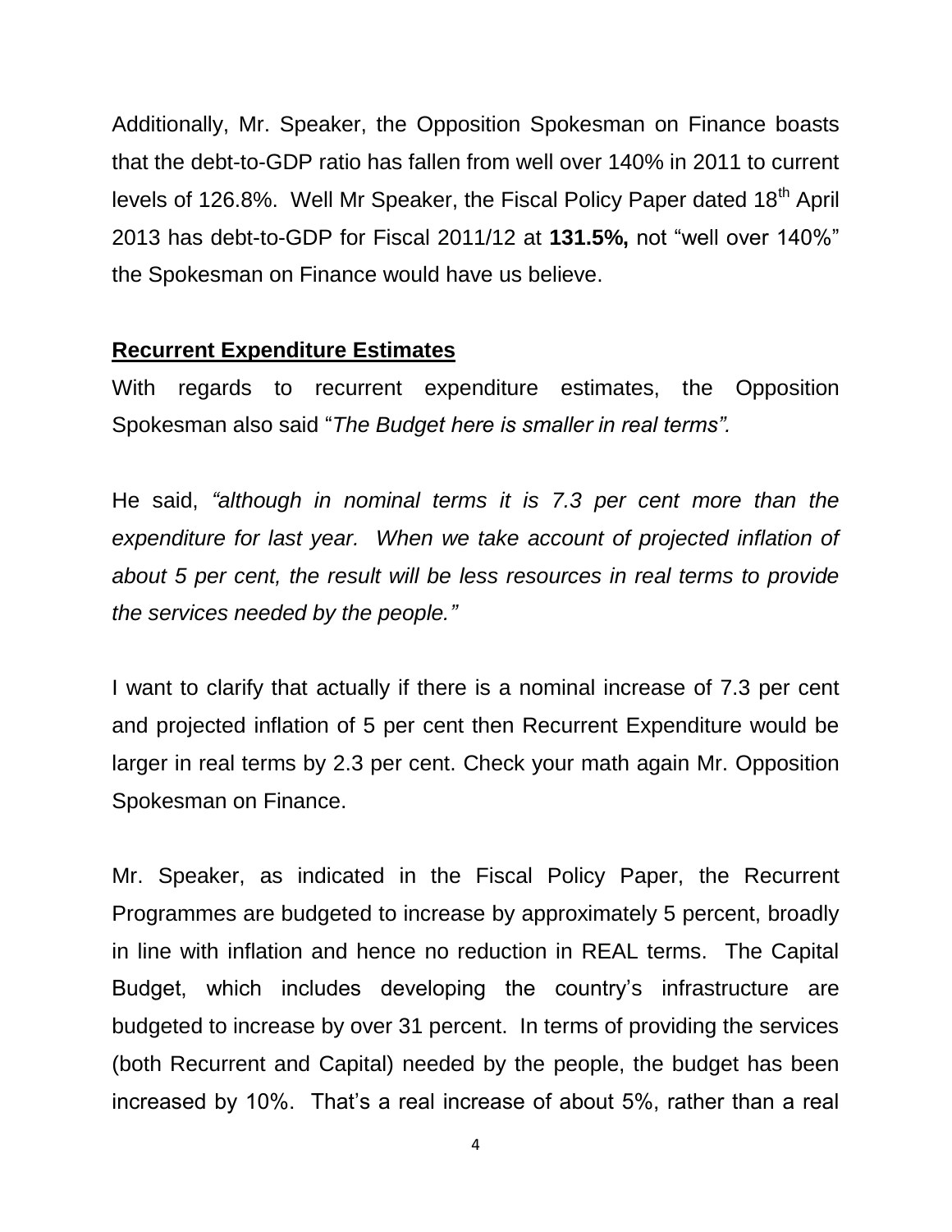Additionally, Mr. Speaker, the Opposition Spokesman on Finance boasts that the debt-to-GDP ratio has fallen from well over 140% in 2011 to current levels of 126.8%. Well Mr Speaker, the Fiscal Policy Paper dated 18th April 2013 has debt-to-GDP for Fiscal 2011/12 at **131.5%,** not "well over 140%" the Spokesman on Finance would have us believe.

**Recurrent Expenditure Estimates**

With regards to recurrent expenditure estimates, the Opposition Spokesman also said "*The Budget here is smaller in real terms".*

He said, *"although in nominal terms it is 7.3 per cent more than the expenditure for last year. When we take account of projected inflation of about 5 per cent, the result will be less resources in real terms to provide the services needed by the people."*

I want to clarify that actually if there is a nominal increase of 7.3 per cent and projected inflation of 5 per cent then Recurrent Expenditure would be larger in real terms by 2.3 per cent. Check your math again Mr. Opposition Spokesman on Finance.

Mr. Speaker, as indicated in the Fiscal Policy Paper, the Recurrent Programmes are budgeted to increase by approximately 5 percent, broadly in line with inflation and hence no reduction in REAL terms. The Capital Budget, which includes developing the country's infrastructure are budgeted to increase by over 31 percent. In terms of providing the services (both Recurrent and Capital) needed by the people, the budget has been increased by 10%. That's a real increase of about 5%, rather than a real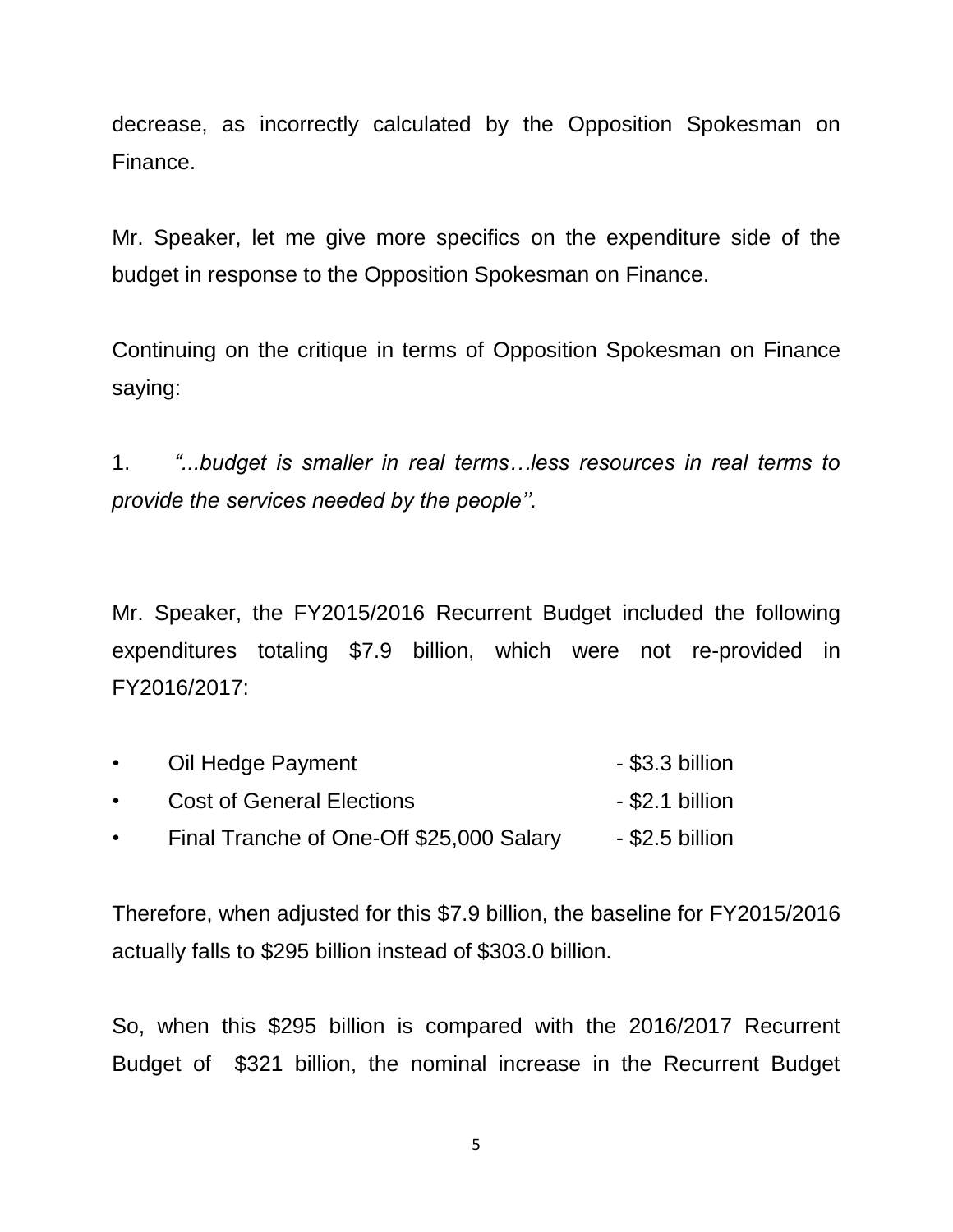decrease, as incorrectly calculated by the Opposition Spokesman on Finance.

Mr. Speaker, let me give more specifics on the expenditure side of the budget in response to the Opposition Spokesman on Finance.

Continuing on the critique in terms of Opposition Spokesman on Finance saying:

1. *"...budget is smaller in real terms…less resources in real terms to provide the services needed by the people''.*

Mr. Speaker, the FY2015/2016 Recurrent Budget included the following expenditures totaling $7.9 billion, which were not re-provided in FY2016/2017:

- Oil Hedge Payment - $3.3 billion
- Cost of General Elections - $2.1 billion
- Final Tranche of One-Off $25,000 Salary - $2.5 billion

Therefore, when adjusted for this $7.9 billion, the baseline for FY2015/2016 actually falls to $295 billion instead of $303.0 billion.

So, when this $295 billion is compared with the 2016/2017 Recurrent Budget of $321 billion, the nominal increase in the Recurrent Budget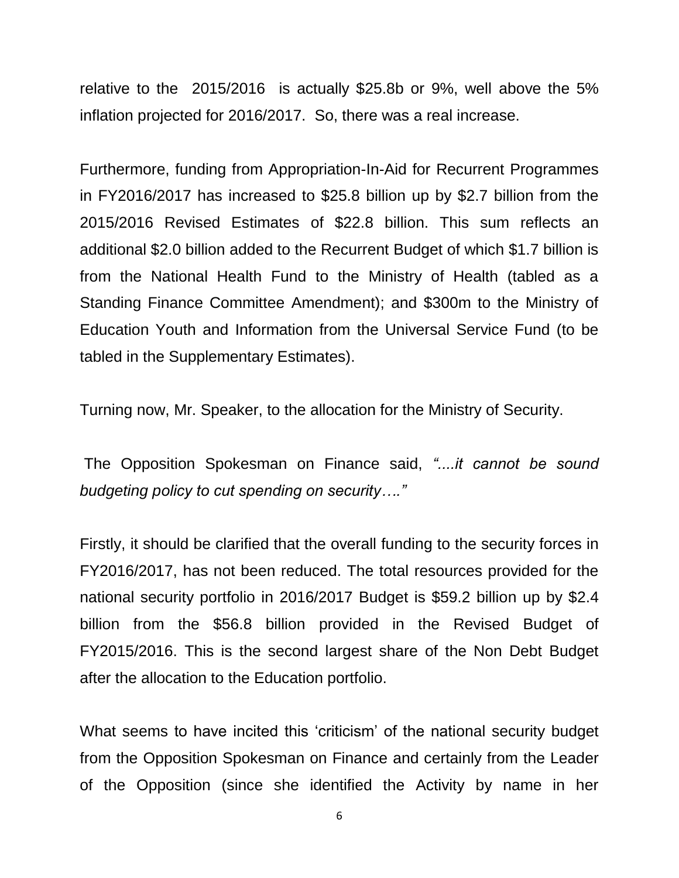relative to the 2015/2016 is actually $25.8b or 9%, well above the 5% inflation projected for 2016/2017. So, there was a real increase.

Furthermore, funding from Appropriation-In-Aid for Recurrent Programmes in FY2016/2017 has increased to $25.8 billion up by $2.7 billion from the 2015/2016 Revised Estimates of $22.8 billion. This sum reflects an additional $2.0 billion added to the Recurrent Budget of which $1.7 billion is from the National Health Fund to the Ministry of Health (tabled as a Standing Finance Committee Amendment); and $300m to the Ministry of Education Youth and Information from the Universal Service Fund (to be tabled in the Supplementary Estimates).

Turning now, Mr. Speaker, to the allocation for the Ministry of Security.

The Opposition Spokesman on Finance said, *"....it cannot be sound budgeting policy to cut spending on security…."*

Firstly, it should be clarified that the overall funding to the security forces in FY2016/2017, has not been reduced. The total resources provided for the national security portfolio in 2016/2017 Budget is $59.2 billion up by $2.4 billion from the $56.8 billion provided in the Revised Budget of FY2015/2016. This is the second largest share of the Non Debt Budget after the allocation to the Education portfolio.

What seems to have incited this 'criticism' of the national security budget from the Opposition Spokesman on Finance and certainly from the Leader of the Opposition (since she identified the Activity by name in her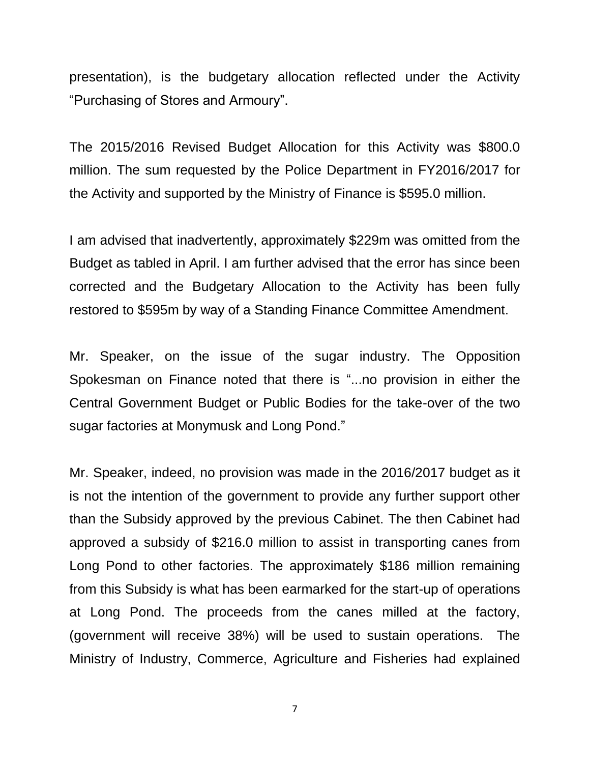presentation), is the budgetary allocation reflected under the Activity "Purchasing of Stores and Armoury".

The 2015/2016 Revised Budget Allocation for this Activity was $800.0 million. The sum requested by the Police Department in FY2016/2017 for the Activity and supported by the Ministry of Finance is $595.0 million.

I am advised that inadvertently, approximately $229m was omitted from the Budget as tabled in April. I am further advised that the error has since been corrected and the Budgetary Allocation to the Activity has been fully restored to $595m by way of a Standing Finance Committee Amendment.

Mr. Speaker, on the issue of the sugar industry. The Opposition Spokesman on Finance noted that there is "...no provision in either the Central Government Budget or Public Bodies for the take-over of the two sugar factories at Monymusk and Long Pond."

Mr. Speaker, indeed, no provision was made in the 2016/2017 budget as it is not the intention of the government to provide any further support other than the Subsidy approved by the previous Cabinet. The then Cabinet had approved a subsidy of $216.0 million to assist in transporting canes from Long Pond to other factories. The approximately $186 million remaining from this Subsidy is what has been earmarked for the start-up of operations at Long Pond. The proceeds from the canes milled at the factory, (government will receive 38%) will be used to sustain operations. The Ministry of Industry, Commerce, Agriculture and Fisheries had explained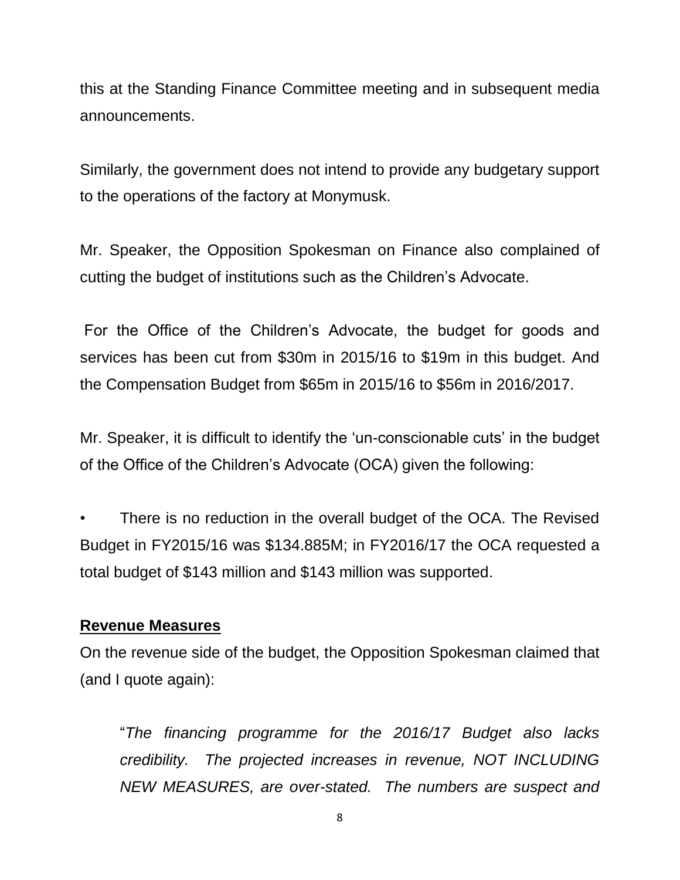this at the Standing Finance Committee meeting and in subsequent media announcements.

Similarly, the government does not intend to provide any budgetary support to the operations of the factory at Monymusk.

Mr. Speaker, the Opposition Spokesman on Finance also complained of cutting the budget of institutions such as the Children's Advocate.

For the Office of the Children's Advocate, the budget for goods and services has been cut from $30m in 2015/16 to $19m in this budget. And the Compensation Budget from $65m in 2015/16 to $56m in 2016/2017.

Mr. Speaker, it is difficult to identify the 'un-conscionable cuts' in the budget of the Office of the Children's Advocate (OCA) given the following:

- There is no reduction in the overall budget of the OCA. The Revised Budget in FY2015/16 was $134.885M; in FY2016/17 the OCA requested a total budget of $143 million and $143 million was supported.

## Revenue Measures

On the revenue side of the budget, the Opposition Spokesman claimed that (and I quote again):

> "*The financing programme for the 2016/17 Budget also lacks credibility. The projected increases in revenue, NOT INCLUDING NEW MEASURES, are over-stated. The numbers are suspect and*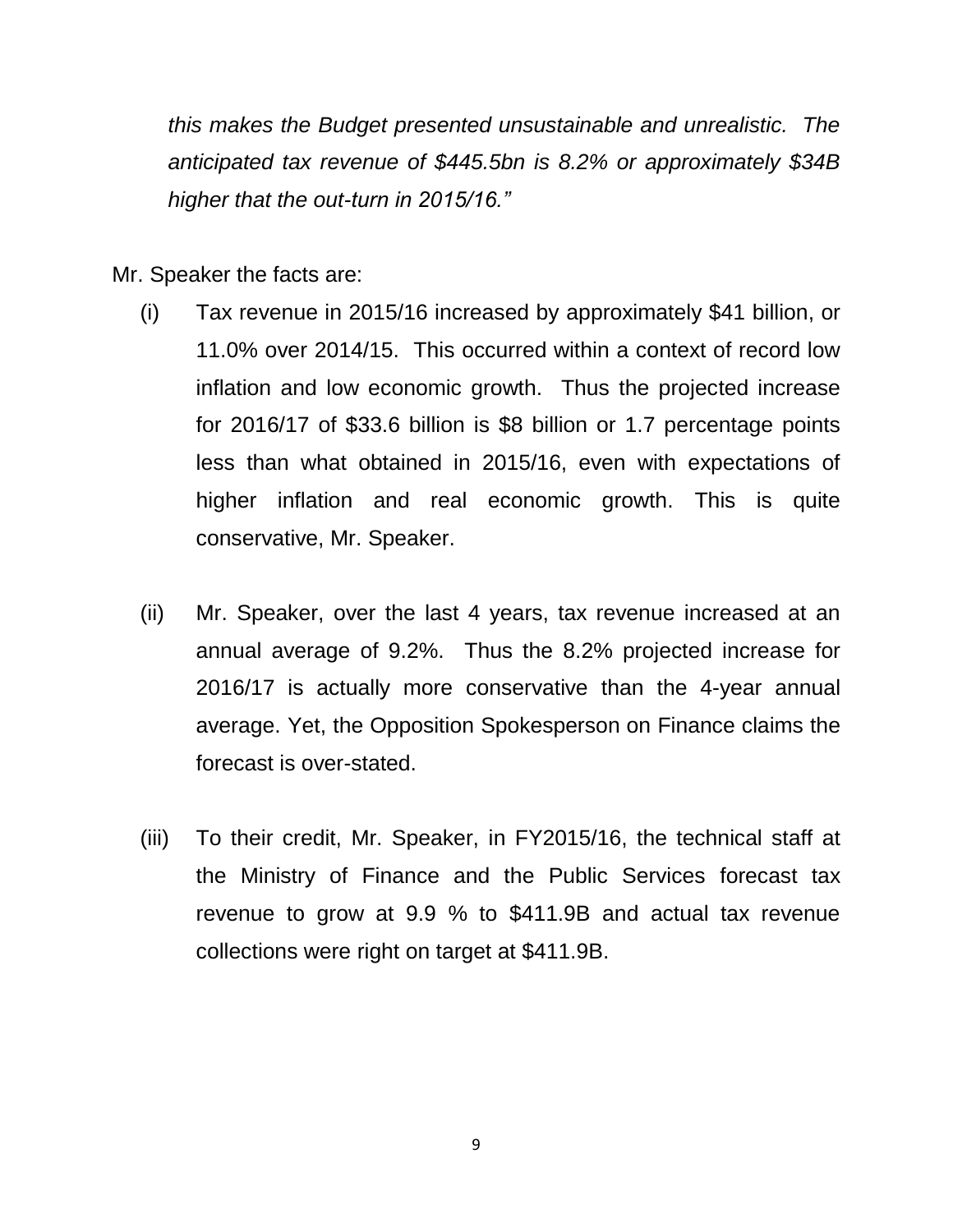*this makes the Budget presented unsustainable and unrealistic. The anticipated tax revenue of $445.5bn is 8.2% or approximately $34B higher that the out-turn in 2015/16."*

Mr. Speaker the facts are:

(i) Tax revenue in 2015/16 increased by approximately $41 billion, or 11.0% over 2014/15. This occurred within a context of record low inflation and low economic growth. Thus the projected increase for 2016/17 of $33.6 billion is $8 billion or 1.7 percentage points less than what obtained in 2015/16, even with expectations of higher inflation and real economic growth. This is quite conservative, Mr. Speaker.

(ii) Mr. Speaker, over the last 4 years, tax revenue increased at an annual average of 9.2%. Thus the 8.2% projected increase for 2016/17 is actually more conservative than the 4-year annual average. Yet, the Opposition Spokesperson on Finance claims the forecast is over-stated.

(iii) To their credit, Mr. Speaker, in FY2015/16, the technical staff at the Ministry of Finance and the Public Services forecast tax revenue to grow at 9.9 % to $411.9B and actual tax revenue collections were right on target at $411.9B.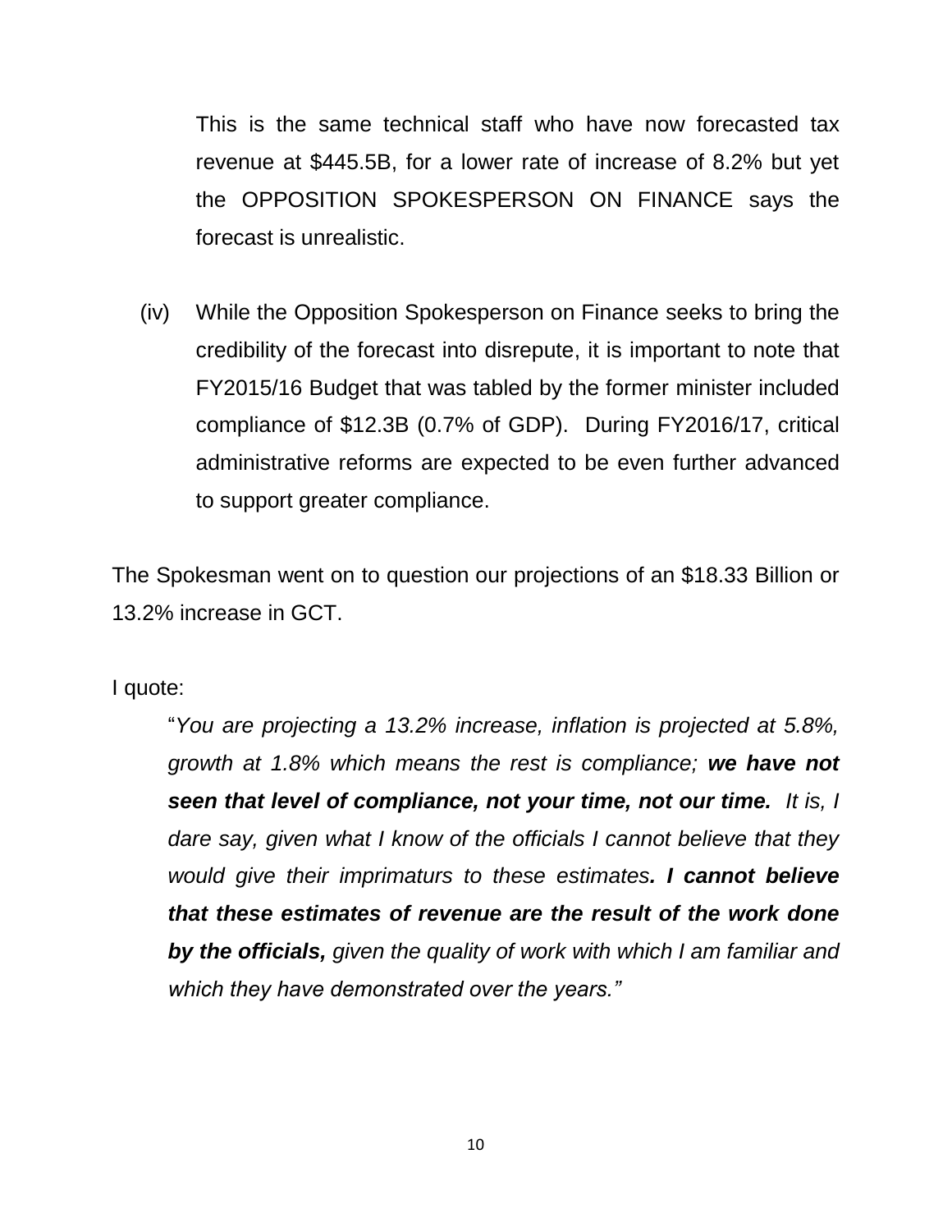This is the same technical staff who have now forecasted tax revenue at $445.5B, for a lower rate of increase of 8.2% but yet the OPPOSITION SPOKESPERSON ON FINANCE says the forecast is unrealistic.

(iv) While the Opposition Spokesperson on Finance seeks to bring the credibility of the forecast into disrepute, it is important to note that FY2015/16 Budget that was tabled by the former minister included compliance of $12.3B (0.7% of GDP). During FY2016/17, critical administrative reforms are expected to be even further advanced to support greater compliance.

The Spokesman went on to question our projections of an $18.33 Billion or 13.2% increase in GCT.

I quote:

> "*You are projecting a 13.2% increase, inflation is projected at 5.8%, growth at 1.8% which means the rest is compliance;* ***we have not seen that level of compliance, not your time, not our time.*** *It is, I dare say, given what I know of the officials I cannot believe that they would give their imprimaturs to these estimates****. I cannot believe that these estimates of revenue are the result of the work done by the officials,*** *given the quality of work with which I am familiar and which they have demonstrated over the years."*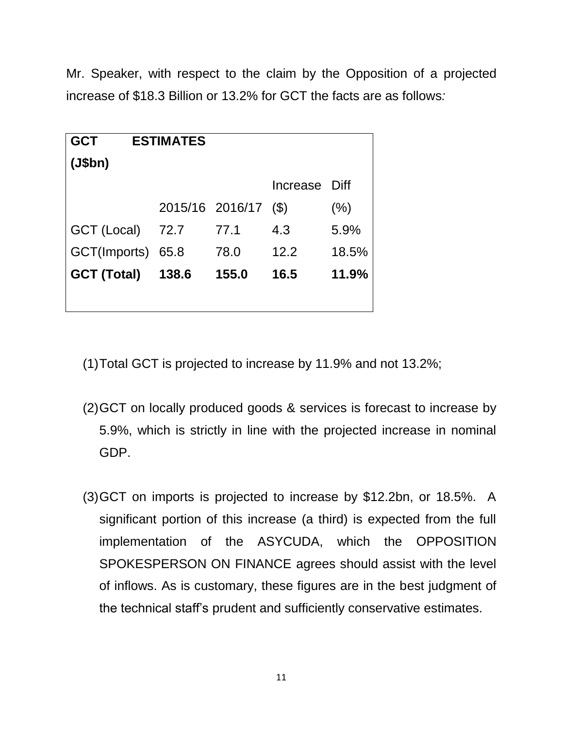Mr. Speaker, with respect to the claim by the Opposition of a projected increase of $18.3 Billion or 13.2% for GCT the facts are as follows*:*

| **GCT ESTIMATES (J$bn)** | | | | |
|---|---|---|---|---|
| | 2015/16 | 2016/17 | Increase ($) | Diff (%) |
| GCT (Local) | 72.7 | 77.1 | 4.3 | 5.9% |
| GCT(Imports) | 65.8 | 78.0 | 12.2 | 18.5% |
| **GCT (Total)** | **138.6** | **155.0** | **16.5** | **11.9%** |

(1) Total GCT is projected to increase by 11.9% and not 13.2%;

(2) GCT on locally produced goods & services is forecast to increase by 5.9%, which is strictly in line with the projected increase in nominal GDP.

(3) GCT on imports is projected to increase by $12.2bn, or 18.5%. A significant portion of this increase (a third) is expected from the full implementation of the ASYCUDA, which the OPPOSITION SPOKESPERSON ON FINANCE agrees should assist with the level of inflows. As is customary, these figures are in the best judgment of the technical staff's prudent and sufficiently conservative estimates.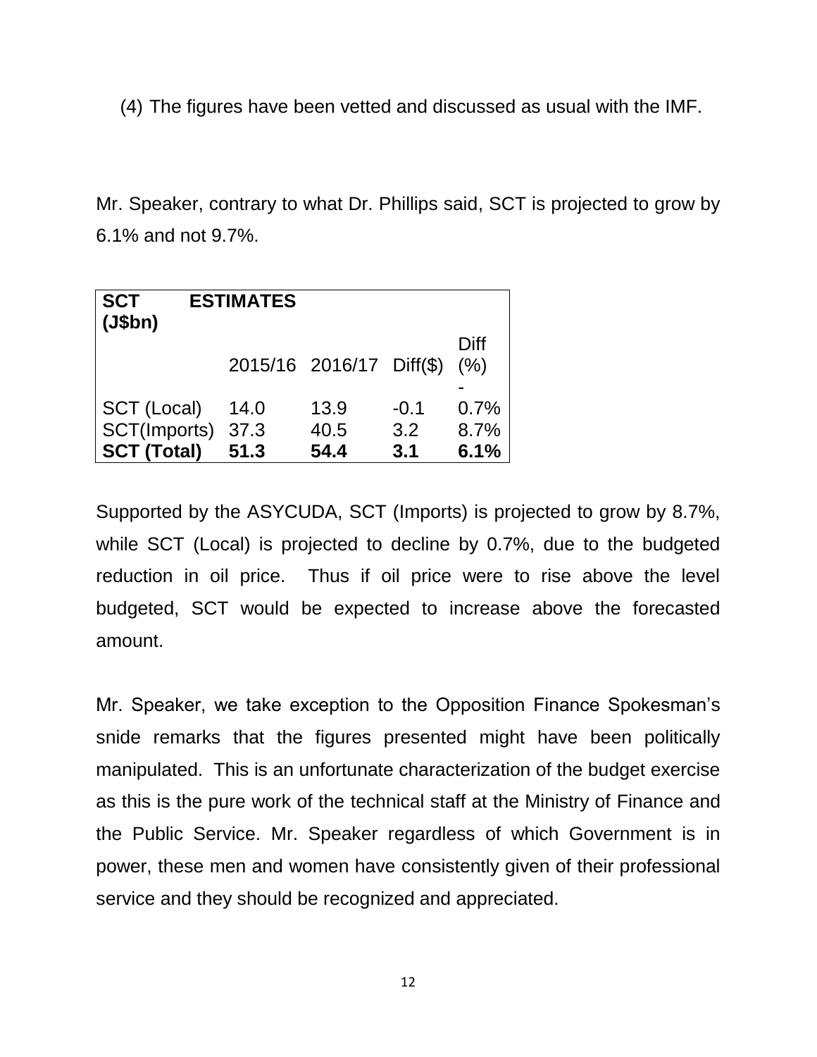(4) The figures have been vetted and discussed as usual with the IMF.

Mr. Speaker, contrary to what Dr. Phillips said, SCT is projected to grow by 6.1% and not 9.7%.

| **SCT ESTIMATES (J$bn)** | | | | |
|---|---|---|---|---|
| | 2015/16 | 2016/17 | Diff($) | Diff (%) |
| SCT (Local) | 14.0 | 13.9 | -0.1 | -0.7% |
| SCT(Imports) | 37.3 | 40.5 | 3.2 | 8.7% |
| **SCT (Total)** | **51.3** | **54.4** | **3.1** | **6.1%** |

Supported by the ASYCUDA, SCT (Imports) is projected to grow by 8.7%, while SCT (Local) is projected to decline by 0.7%, due to the budgeted reduction in oil price. Thus if oil price were to rise above the level budgeted, SCT would be expected to increase above the forecasted amount.

Mr. Speaker, we take exception to the Opposition Finance Spokesman's snide remarks that the figures presented might have been politically manipulated. This is an unfortunate characterization of the budget exercise as this is the pure work of the technical staff at the Ministry of Finance and the Public Service. Mr. Speaker regardless of which Government is in power, these men and women have consistently given of their professional service and they should be recognized and appreciated.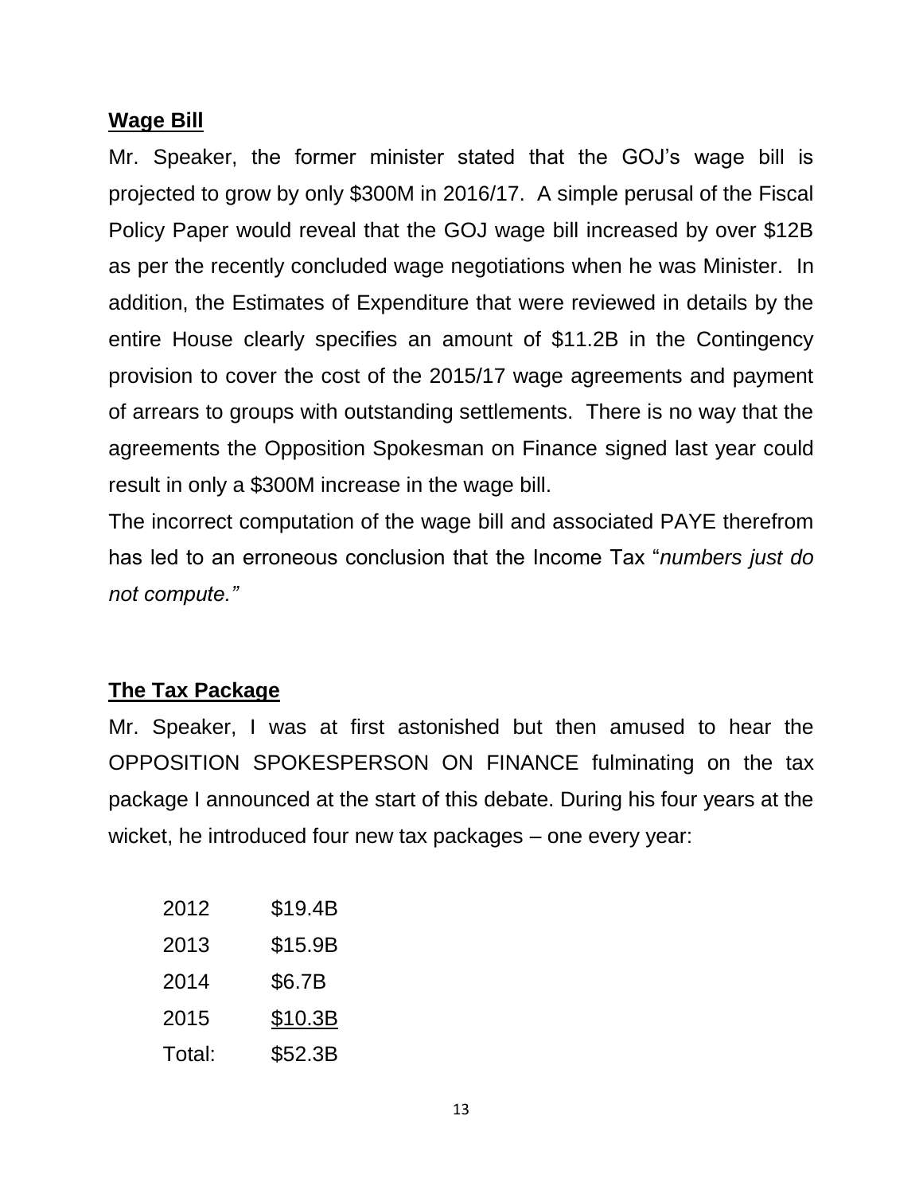**Wage Bill**

Mr. Speaker, the former minister stated that the GOJ's wage bill is projected to grow by only $300M in 2016/17. A simple perusal of the Fiscal Policy Paper would reveal that the GOJ wage bill increased by over $12B as per the recently concluded wage negotiations when he was Minister. In addition, the Estimates of Expenditure that were reviewed in details by the entire House clearly specifies an amount of $11.2B in the Contingency provision to cover the cost of the 2015/17 wage agreements and payment of arrears to groups with outstanding settlements. There is no way that the agreements the Opposition Spokesman on Finance signed last year could result in only a $300M increase in the wage bill.

The incorrect computation of the wage bill and associated PAYE therefrom has led to an erroneous conclusion that the Income Tax "*numbers just do not compute.*"

**The Tax Package**

Mr. Speaker, I was at first astonished but then amused to hear the OPPOSITION SPOKESPERSON ON FINANCE fulminating on the tax package I announced at the start of this debate. During his four years at the wicket, he introduced four new tax packages – one every year:

| | |
|---|---|
| 2012 | $19.4B |
| 2013 | $15.9B |
| 2014 | $6.7B |
| 2015 | $10.3B |
| Total: | $52.3B |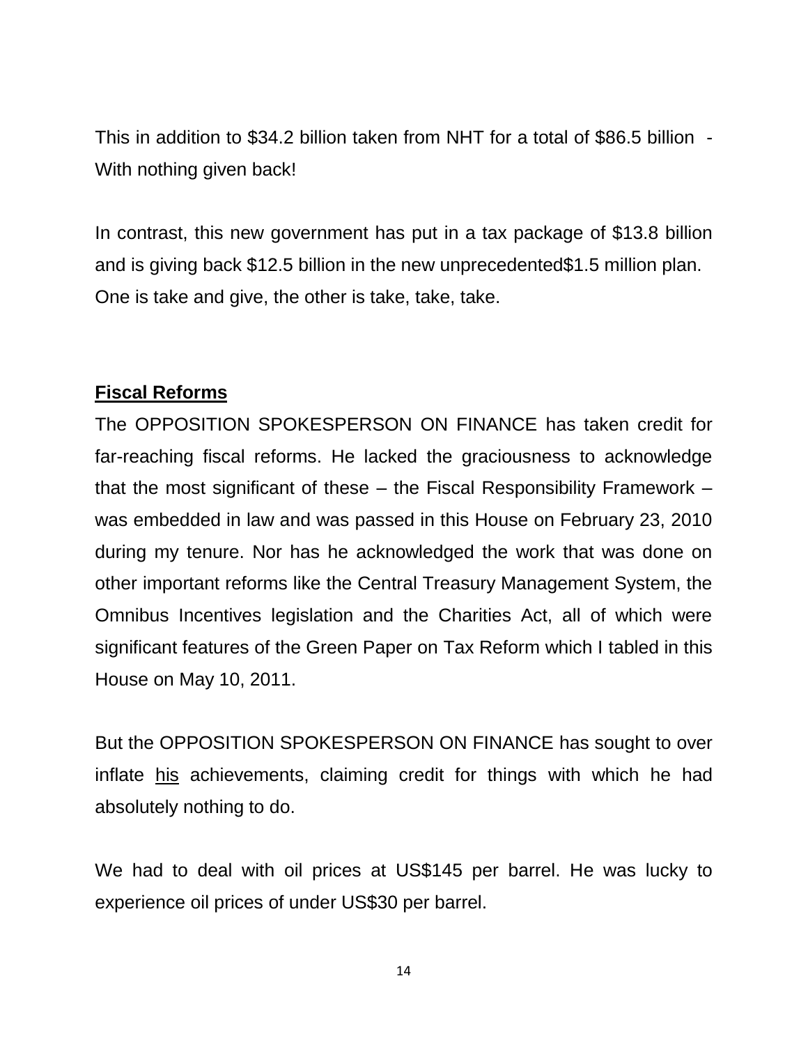This in addition to $34.2 billion taken from NHT for a total of $86.5 billion - With nothing given back!

In contrast, this new government has put in a tax package of $13.8 billion and is giving back $12.5 billion in the new unprecedented$1.5 million plan. One is take and give, the other is take, take, take.

**<u>Fiscal Reforms</u>**

The OPPOSITION SPOKESPERSON ON FINANCE has taken credit for far-reaching fiscal reforms. He lacked the graciousness to acknowledge that the most significant of these – the Fiscal Responsibility Framework – was embedded in law and was passed in this House on February 23, 2010 during my tenure. Nor has he acknowledged the work that was done on other important reforms like the Central Treasury Management System, the Omnibus Incentives legislation and the Charities Act, all of which were significant features of the Green Paper on Tax Reform which I tabled in this House on May 10, 2011.

But the OPPOSITION SPOKESPERSON ON FINANCE has sought to over inflate <u>his</u> achievements, claiming credit for things with which he had absolutely nothing to do.

We had to deal with oil prices at US$145 per barrel. He was lucky to experience oil prices of under US$30 per barrel.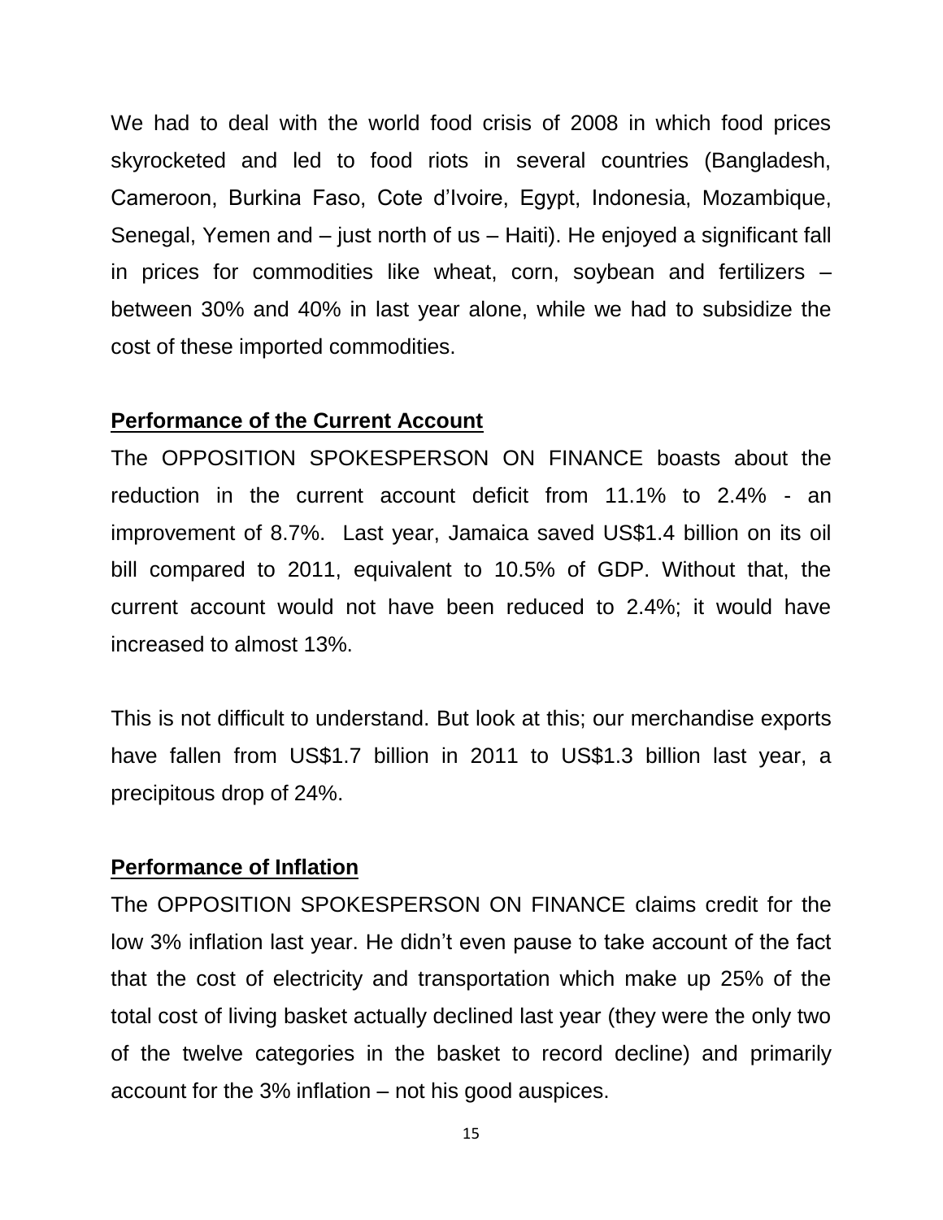We had to deal with the world food crisis of 2008 in which food prices skyrocketed and led to food riots in several countries (Bangladesh, Cameroon, Burkina Faso, Cote d'Ivoire, Egypt, Indonesia, Mozambique, Senegal, Yemen and – just north of us – Haiti). He enjoyed a significant fall in prices for commodities like wheat, corn, soybean and fertilizers – between 30% and 40% in last year alone, while we had to subsidize the cost of these imported commodities.

**Performance of the Current Account**

The OPPOSITION SPOKESPERSON ON FINANCE boasts about the reduction in the current account deficit from 11.1% to 2.4% - an improvement of 8.7%. Last year, Jamaica saved US$1.4 billion on its oil bill compared to 2011, equivalent to 10.5% of GDP. Without that, the current account would not have been reduced to 2.4%; it would have increased to almost 13%.

This is not difficult to understand. But look at this; our merchandise exports have fallen from US$1.7 billion in 2011 to US$1.3 billion last year, a precipitous drop of 24%.

**Performance of Inflation**

The OPPOSITION SPOKESPERSON ON FINANCE claims credit for the low 3% inflation last year. He didn't even pause to take account of the fact that the cost of electricity and transportation which make up 25% of the total cost of living basket actually declined last year (they were the only two of the twelve categories in the basket to record decline) and primarily account for the 3% inflation – not his good auspices.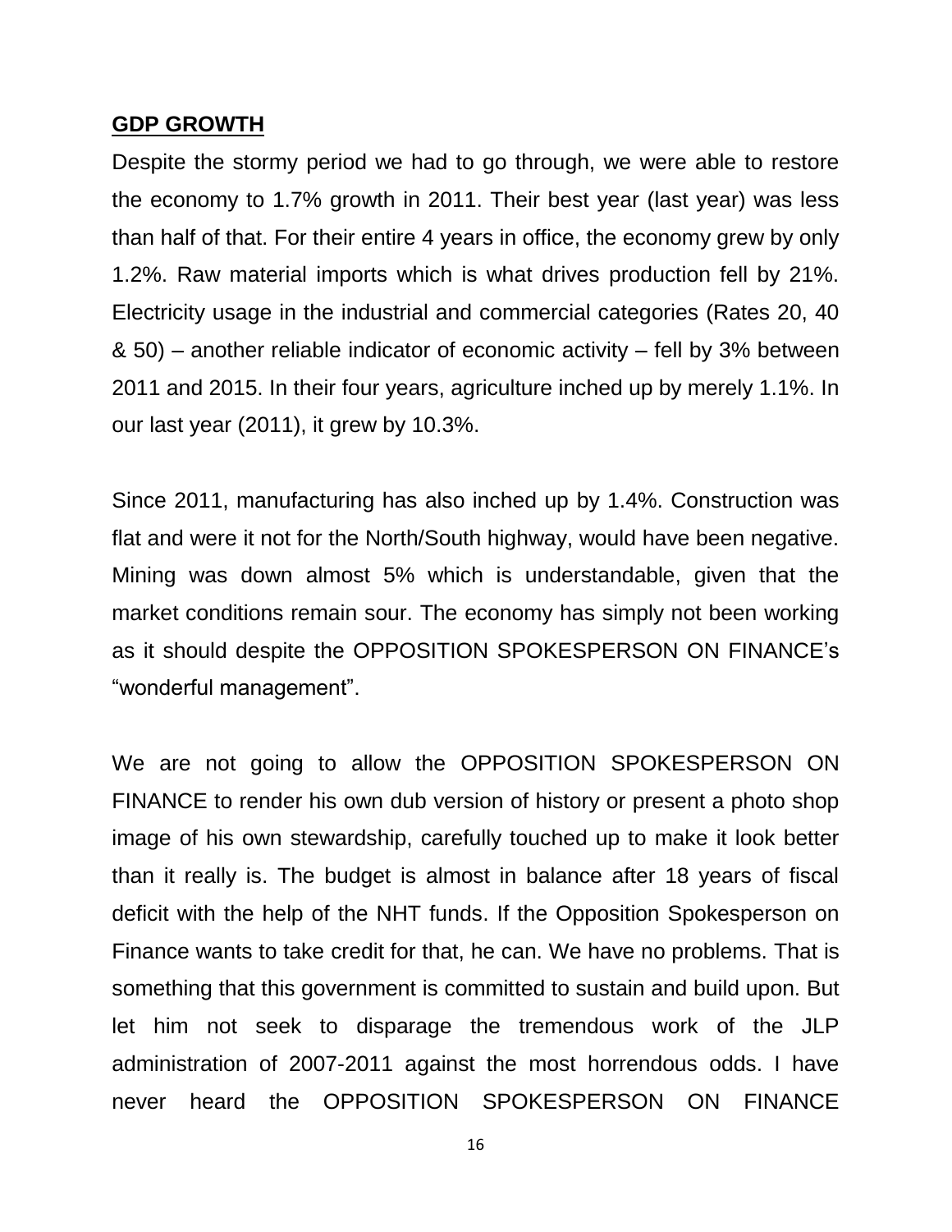**GDP GROWTH**

Despite the stormy period we had to go through, we were able to restore the economy to 1.7% growth in 2011. Their best year (last year) was less than half of that. For their entire 4 years in office, the economy grew by only 1.2%. Raw material imports which is what drives production fell by 21%. Electricity usage in the industrial and commercial categories (Rates 20, 40 & 50) – another reliable indicator of economic activity – fell by 3% between 2011 and 2015. In their four years, agriculture inched up by merely 1.1%. In our last year (2011), it grew by 10.3%.

Since 2011, manufacturing has also inched up by 1.4%. Construction was flat and were it not for the North/South highway, would have been negative. Mining was down almost 5% which is understandable, given that the market conditions remain sour. The economy has simply not been working as it should despite the OPPOSITION SPOKESPERSON ON FINANCE's "wonderful management".

We are not going to allow the OPPOSITION SPOKESPERSON ON FINANCE to render his own dub version of history or present a photo shop image of his own stewardship, carefully touched up to make it look better than it really is. The budget is almost in balance after 18 years of fiscal deficit with the help of the NHT funds. If the Opposition Spokesperson on Finance wants to take credit for that, he can. We have no problems. That is something that this government is committed to sustain and build upon. But let him not seek to disparage the tremendous work of the JLP administration of 2007-2011 against the most horrendous odds. I have never heard the OPPOSITION SPOKESPERSON ON FINANCE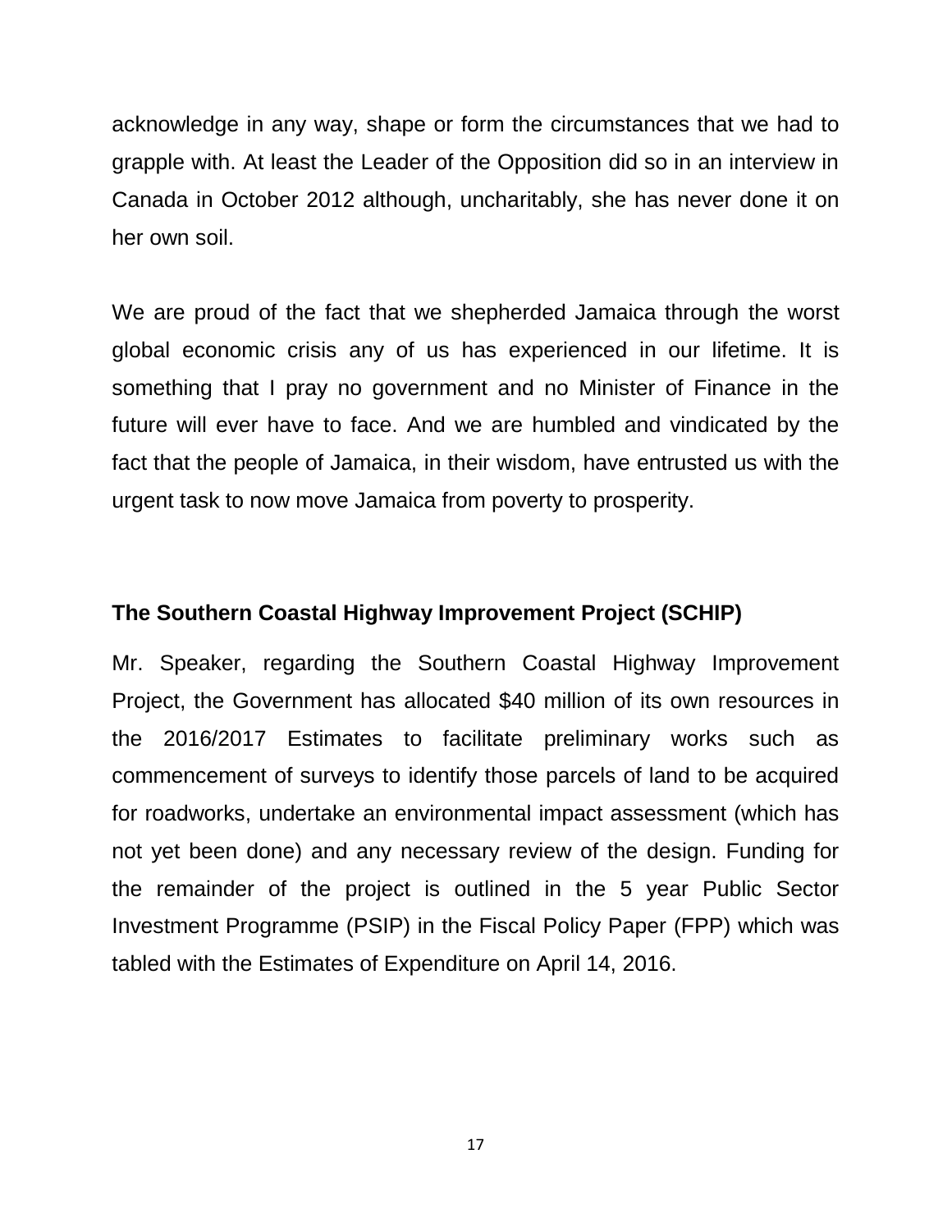acknowledge in any way, shape or form the circumstances that we had to grapple with. At least the Leader of the Opposition did so in an interview in Canada in October 2012 although, uncharitably, she has never done it on her own soil.

We are proud of the fact that we shepherded Jamaica through the worst global economic crisis any of us has experienced in our lifetime. It is something that I pray no government and no Minister of Finance in the future will ever have to face. And we are humbled and vindicated by the fact that the people of Jamaica, in their wisdom, have entrusted us with the urgent task to now move Jamaica from poverty to prosperity.

**The Southern Coastal Highway Improvement Project (SCHIP)**

Mr. Speaker, regarding the Southern Coastal Highway Improvement Project, the Government has allocated $40 million of its own resources in the 2016/2017 Estimates to facilitate preliminary works such as commencement of surveys to identify those parcels of land to be acquired for roadworks, undertake an environmental impact assessment (which has not yet been done) and any necessary review of the design. Funding for the remainder of the project is outlined in the 5 year Public Sector Investment Programme (PSIP) in the Fiscal Policy Paper (FPP) which was tabled with the Estimates of Expenditure on April 14, 2016.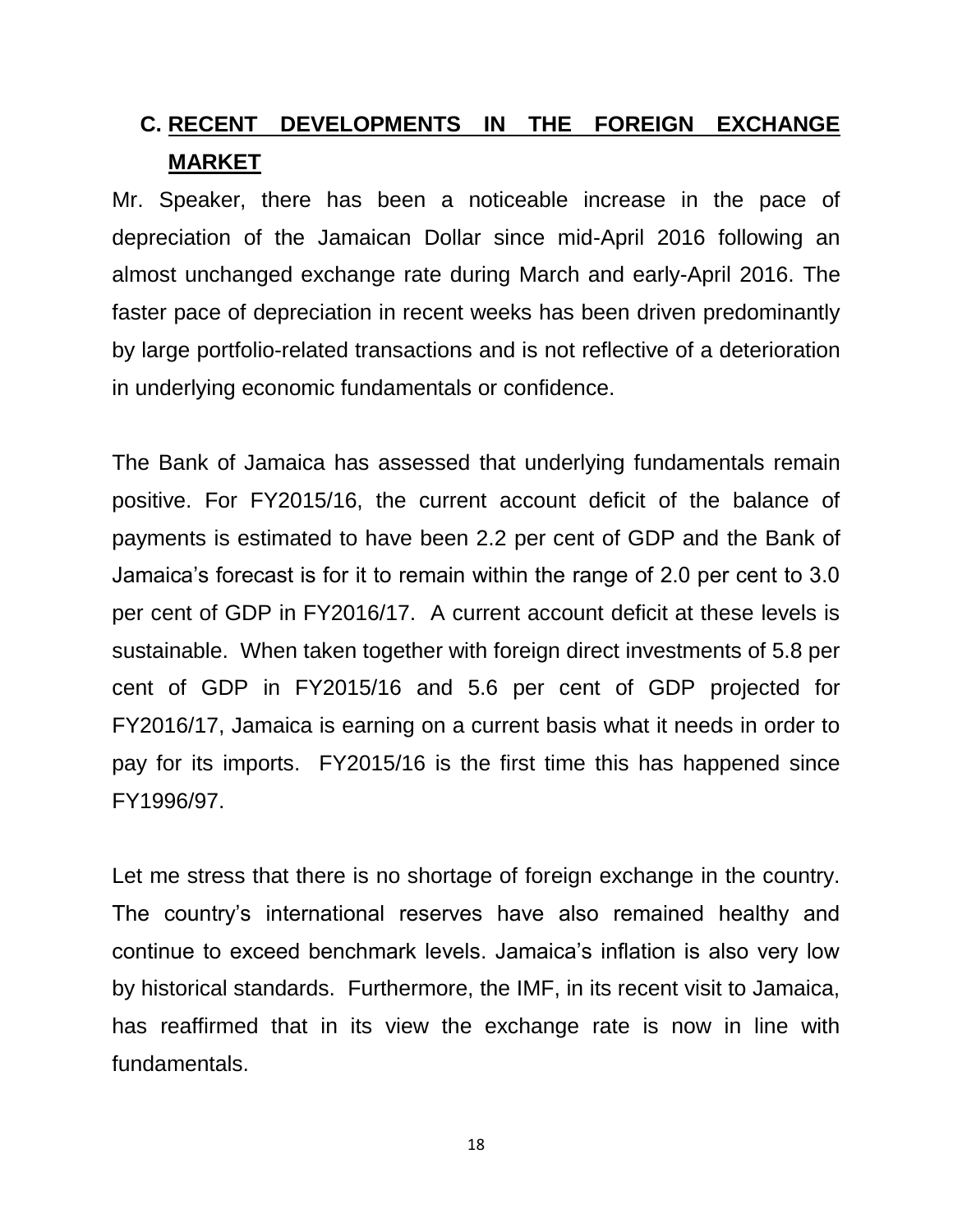## C. RECENT DEVELOPMENTS IN THE FOREIGN EXCHANGE MARKET

Mr. Speaker, there has been a noticeable increase in the pace of depreciation of the Jamaican Dollar since mid-April 2016 following an almost unchanged exchange rate during March and early-April 2016. The faster pace of depreciation in recent weeks has been driven predominantly by large portfolio-related transactions and is not reflective of a deterioration in underlying economic fundamentals or confidence.

The Bank of Jamaica has assessed that underlying fundamentals remain positive. For FY2015/16, the current account deficit of the balance of payments is estimated to have been 2.2 per cent of GDP and the Bank of Jamaica's forecast is for it to remain within the range of 2.0 per cent to 3.0 per cent of GDP in FY2016/17. A current account deficit at these levels is sustainable. When taken together with foreign direct investments of 5.8 per cent of GDP in FY2015/16 and 5.6 per cent of GDP projected for FY2016/17, Jamaica is earning on a current basis what it needs in order to pay for its imports. FY2015/16 is the first time this has happened since FY1996/97.

Let me stress that there is no shortage of foreign exchange in the country. The country's international reserves have also remained healthy and continue to exceed benchmark levels. Jamaica's inflation is also very low by historical standards. Furthermore, the IMF, in its recent visit to Jamaica, has reaffirmed that in its view the exchange rate is now in line with fundamentals.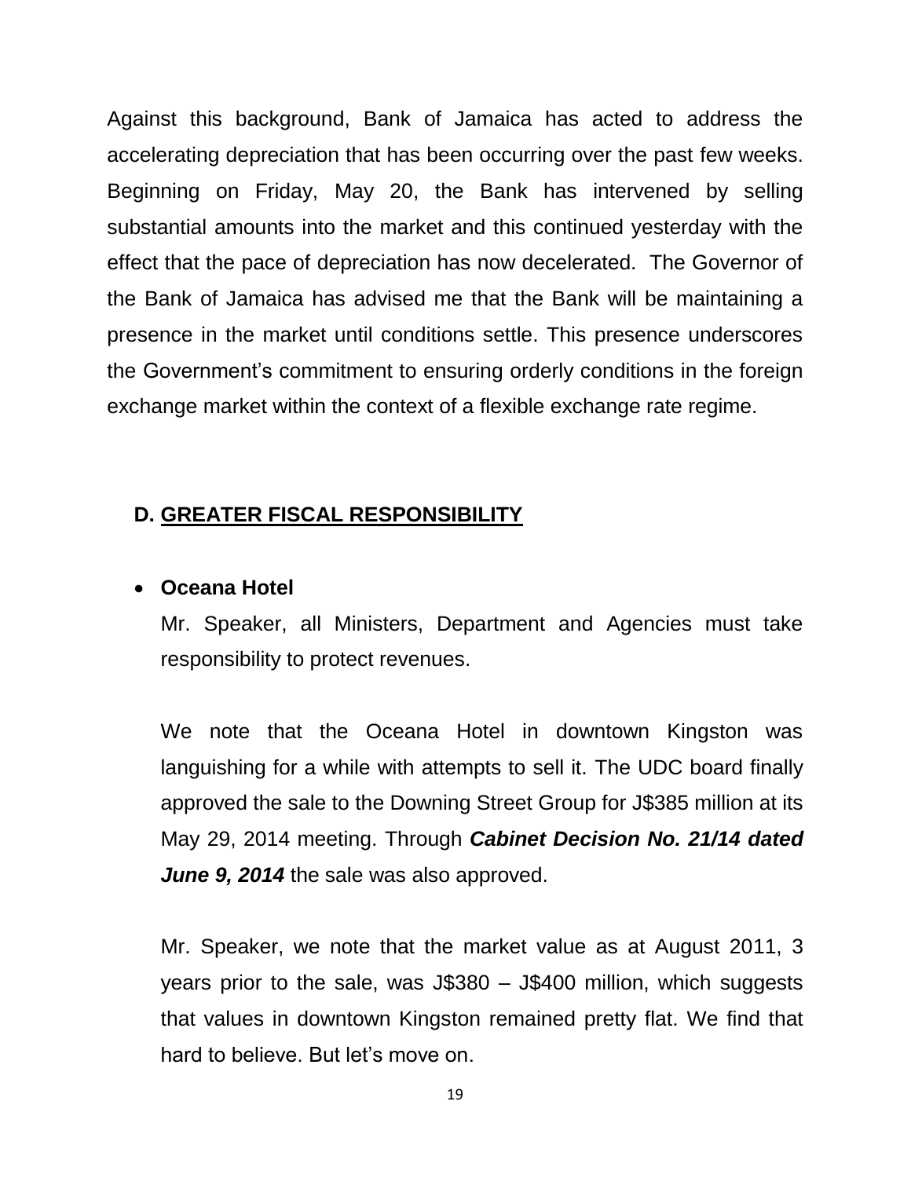Against this background, Bank of Jamaica has acted to address the accelerating depreciation that has been occurring over the past few weeks. Beginning on Friday, May 20, the Bank has intervened by selling substantial amounts into the market and this continued yesterday with the effect that the pace of depreciation has now decelerated. The Governor of the Bank of Jamaica has advised me that the Bank will be maintaining a presence in the market until conditions settle. This presence underscores the Government's commitment to ensuring orderly conditions in the foreign exchange market within the context of a flexible exchange rate regime.

## D. <u>GREATER FISCAL RESPONSIBILITY</u>

- **Oceana Hotel**

  Mr. Speaker, all Ministers, Department and Agencies must take responsibility to protect revenues.

  We note that the Oceana Hotel in downtown Kingston was languishing for a while with attempts to sell it. The UDC board finally approved the sale to the Downing Street Group for J$385 million at its May 29, 2014 meeting. Through ***Cabinet Decision No. 21/14 dated June 9, 2014*** the sale was also approved.

  Mr. Speaker, we note that the market value as at August 2011, 3 years prior to the sale, was J$380 – J$400 million, which suggests that values in downtown Kingston remained pretty flat. We find that hard to believe. But let's move on.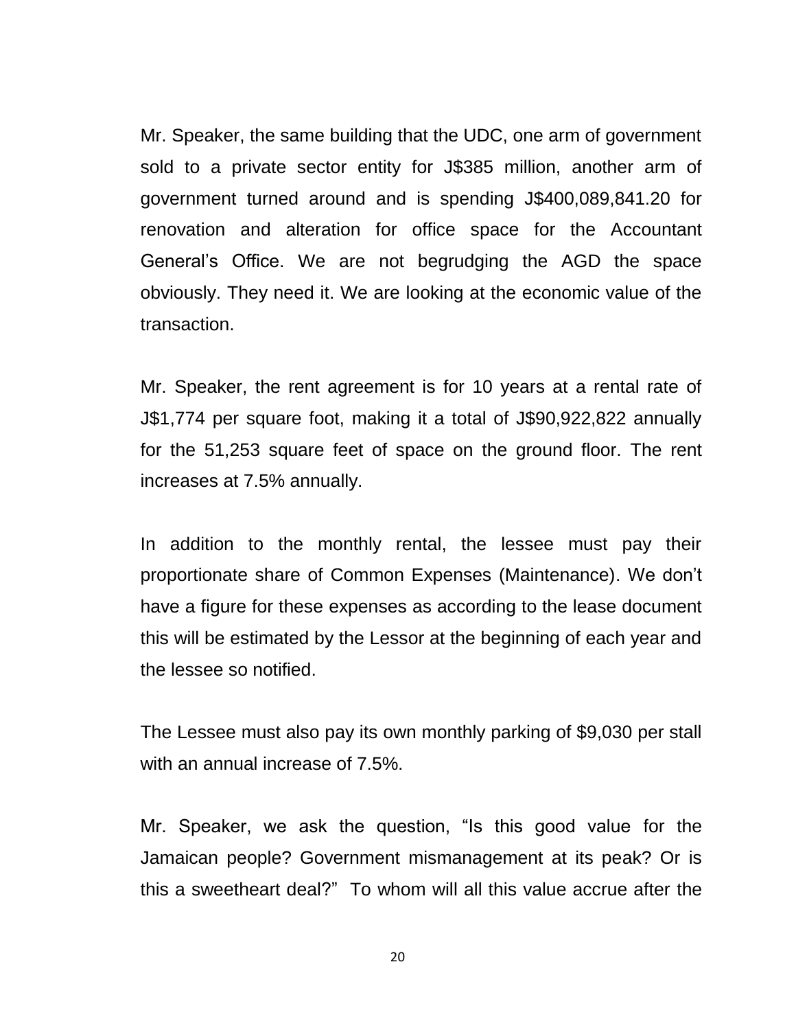Mr. Speaker, the same building that the UDC, one arm of government sold to a private sector entity for J$385 million, another arm of government turned around and is spending J$400,089,841.20 for renovation and alteration for office space for the Accountant General's Office. We are not begrudging the AGD the space obviously. They need it. We are looking at the economic value of the transaction.

Mr. Speaker, the rent agreement is for 10 years at a rental rate of J$1,774 per square foot, making it a total of J$90,922,822 annually for the 51,253 square feet of space on the ground floor. The rent increases at 7.5% annually.

In addition to the monthly rental, the lessee must pay their proportionate share of Common Expenses (Maintenance). We don't have a figure for these expenses as according to the lease document this will be estimated by the Lessor at the beginning of each year and the lessee so notified.

The Lessee must also pay its own monthly parking of $9,030 per stall with an annual increase of 7.5%.

Mr. Speaker, we ask the question, "Is this good value for the Jamaican people? Government mismanagement at its peak? Or is this a sweetheart deal?" To whom will all this value accrue after the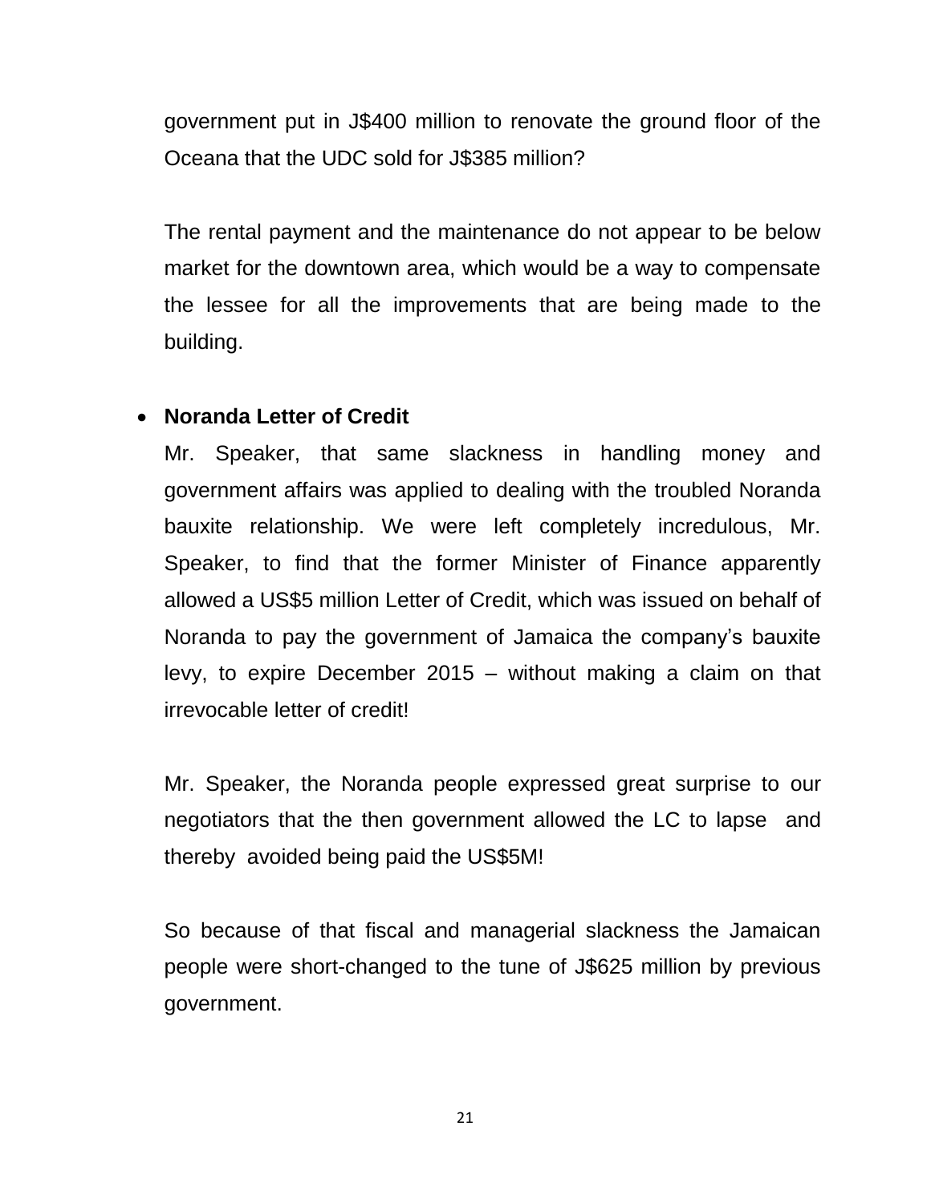government put in J$400 million to renovate the ground floor of the Oceana that the UDC sold for J$385 million?

The rental payment and the maintenance do not appear to be below market for the downtown area, which would be a way to compensate the lessee for all the improvements that are being made to the building.

- **Noranda Letter of Credit**

  Mr. Speaker, that same slackness in handling money and government affairs was applied to dealing with the troubled Noranda bauxite relationship. We were left completely incredulous, Mr. Speaker, to find that the former Minister of Finance apparently allowed a US$5 million Letter of Credit, which was issued on behalf of Noranda to pay the government of Jamaica the company's bauxite levy, to expire December 2015 – without making a claim on that irrevocable letter of credit!

  Mr. Speaker, the Noranda people expressed great surprise to our negotiators that the then government allowed the LC to lapse and thereby avoided being paid the US$5M!

  So because of that fiscal and managerial slackness the Jamaican people were short-changed to the tune of J$625 million by previous government.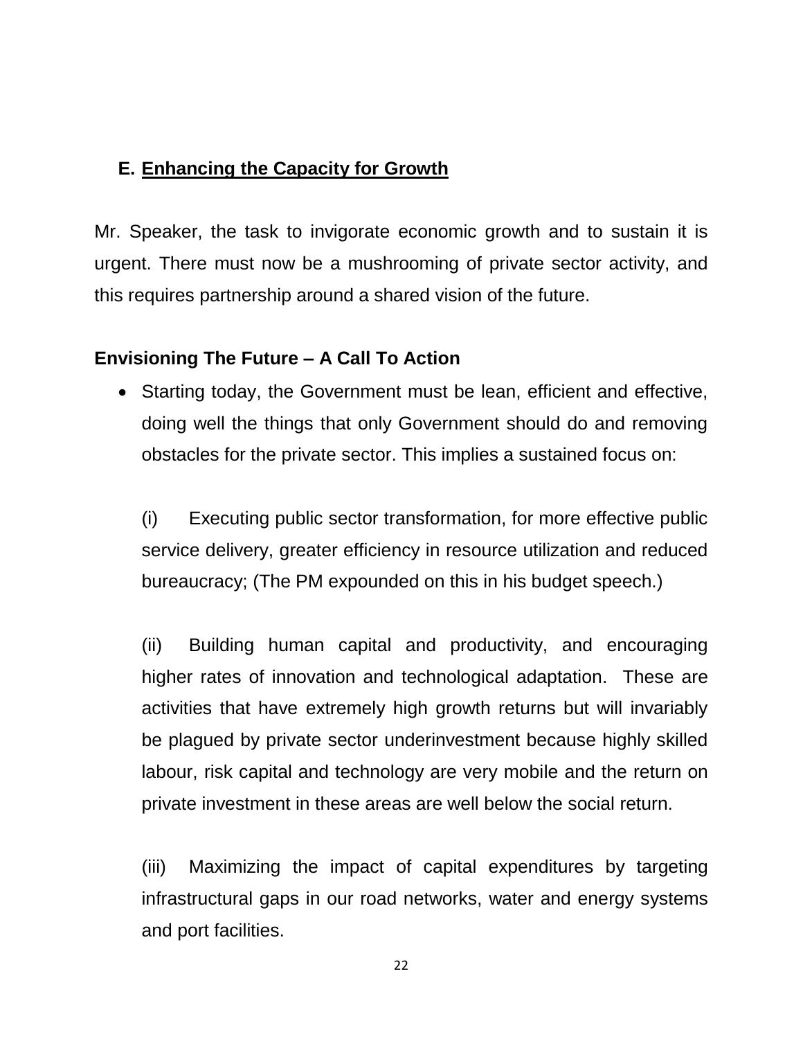## E. <u>Enhancing the Capacity for Growth</u>

Mr. Speaker, the task to invigorate economic growth and to sustain it is urgent. There must now be a mushrooming of private sector activity, and this requires partnership around a shared vision of the future.

### Envisioning The Future – A Call To Action

- Starting today, the Government must be lean, efficient and effective, doing well the things that only Government should do and removing obstacles for the private sector. This implies a sustained focus on:

  (i) Executing public sector transformation, for more effective public service delivery, greater efficiency in resource utilization and reduced bureaucracy; (The PM expounded on this in his budget speech.)

  (ii) Building human capital and productivity, and encouraging higher rates of innovation and technological adaptation. These are activities that have extremely high growth returns but will invariably be plagued by private sector underinvestment because highly skilled labour, risk capital and technology are very mobile and the return on private investment in these areas are well below the social return.

  (iii) Maximizing the impact of capital expenditures by targeting infrastructural gaps in our road networks, water and energy systems and port facilities.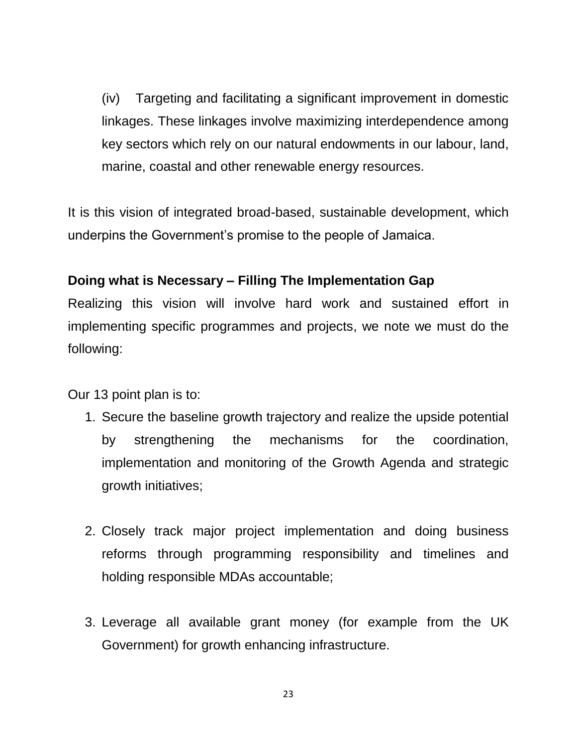(iv) Targeting and facilitating a significant improvement in domestic linkages. These linkages involve maximizing interdependence among key sectors which rely on our natural endowments in our labour, land, marine, coastal and other renewable energy resources.

It is this vision of integrated broad-based, sustainable development, which underpins the Government's promise to the people of Jamaica.

**Doing what is Necessary – Filling The Implementation Gap**

Realizing this vision will involve hard work and sustained effort in implementing specific programmes and projects, we note we must do the following:

Our 13 point plan is to:

1. Secure the baseline growth trajectory and realize the upside potential by strengthening the mechanisms for the coordination, implementation and monitoring of the Growth Agenda and strategic growth initiatives;

2. Closely track major project implementation and doing business reforms through programming responsibility and timelines and holding responsible MDAs accountable;

3. Leverage all available grant money (for example from the UK Government) for growth enhancing infrastructure.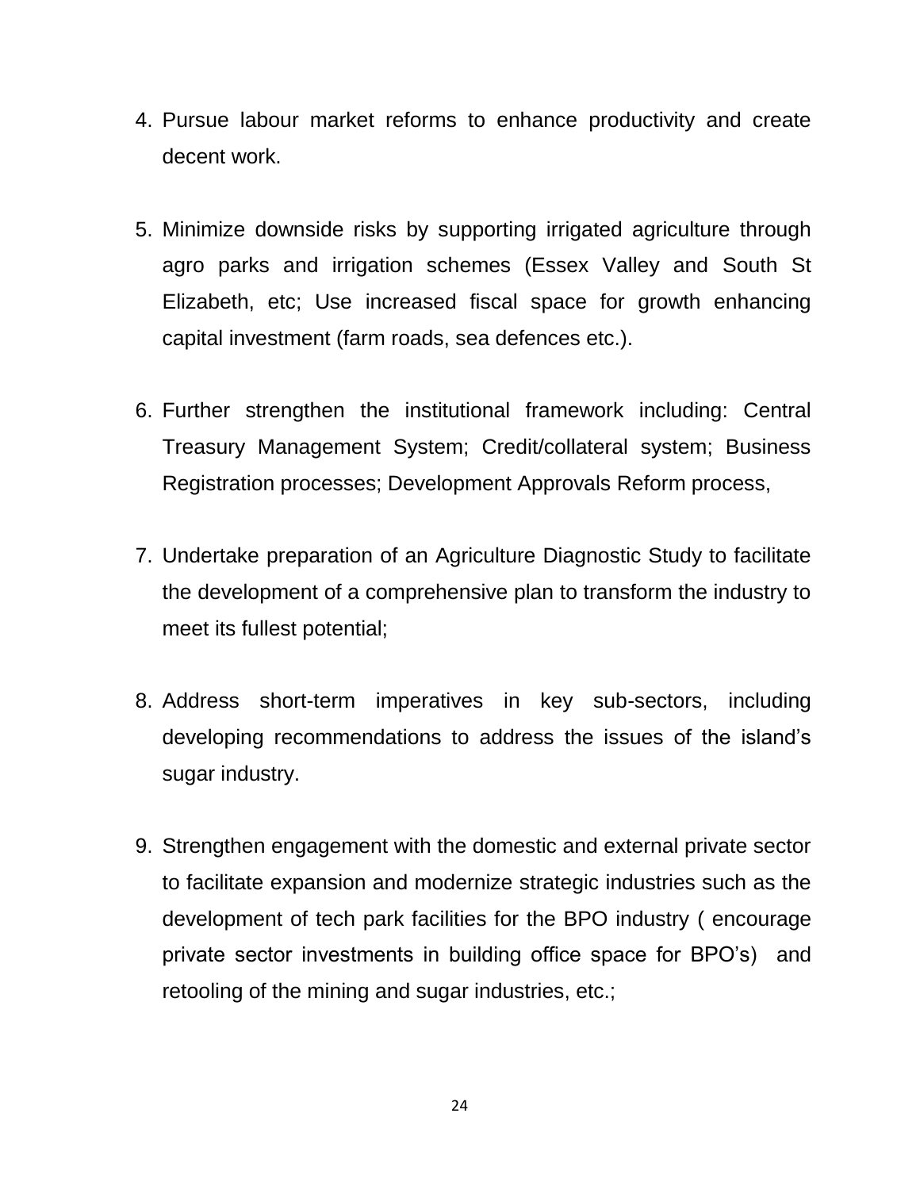4. Pursue labour market reforms to enhance productivity and create decent work.

5. Minimize downside risks by supporting irrigated agriculture through agro parks and irrigation schemes (Essex Valley and South St Elizabeth, etc; Use increased fiscal space for growth enhancing capital investment (farm roads, sea defences etc.).

6. Further strengthen the institutional framework including: Central Treasury Management System; Credit/collateral system; Business Registration processes; Development Approvals Reform process,

7. Undertake preparation of an Agriculture Diagnostic Study to facilitate the development of a comprehensive plan to transform the industry to meet its fullest potential;

8. Address short-term imperatives in key sub-sectors, including developing recommendations to address the issues of the island's sugar industry.

9. Strengthen engagement with the domestic and external private sector to facilitate expansion and modernize strategic industries such as the development of tech park facilities for the BPO industry ( encourage private sector investments in building office space for BPO's) and retooling of the mining and sugar industries, etc.;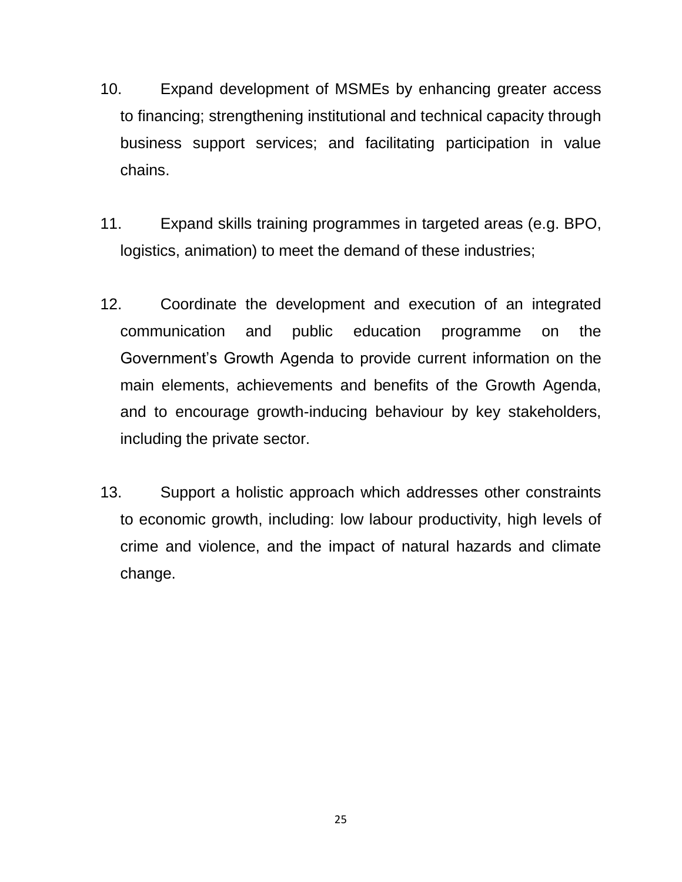10. Expand development of MSMEs by enhancing greater access to financing; strengthening institutional and technical capacity through business support services; and facilitating participation in value chains.

11. Expand skills training programmes in targeted areas (e.g. BPO, logistics, animation) to meet the demand of these industries;

12. Coordinate the development and execution of an integrated communication and public education programme on the Government's Growth Agenda to provide current information on the main elements, achievements and benefits of the Growth Agenda, and to encourage growth-inducing behaviour by key stakeholders, including the private sector.

13. Support a holistic approach which addresses other constraints to economic growth, including: low labour productivity, high levels of crime and violence, and the impact of natural hazards and climate change.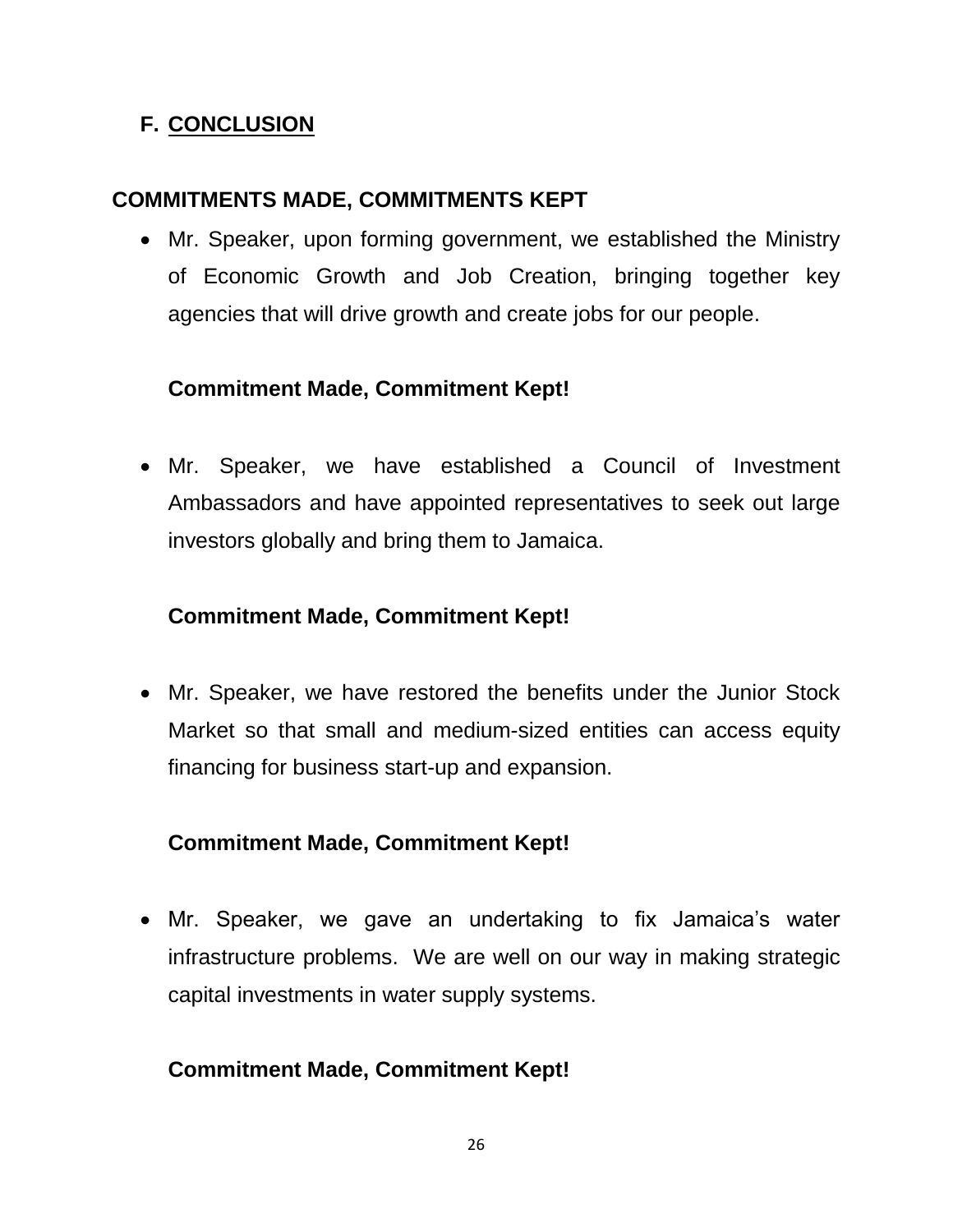## F. CONCLUSION

### COMMITMENTS MADE, COMMITMENTS KEPT

- Mr. Speaker, upon forming government, we established the Ministry of Economic Growth and Job Creation, bringing together key agencies that will drive growth and create jobs for our people.

  **Commitment Made, Commitment Kept!**

- Mr. Speaker, we have established a Council of Investment Ambassadors and have appointed representatives to seek out large investors globally and bring them to Jamaica.

  **Commitment Made, Commitment Kept!**

- Mr. Speaker, we have restored the benefits under the Junior Stock Market so that small and medium-sized entities can access equity financing for business start-up and expansion.

  **Commitment Made, Commitment Kept!**

- Mr. Speaker, we gave an undertaking to fix Jamaica's water infrastructure problems. We are well on our way in making strategic capital investments in water supply systems.

  **Commitment Made, Commitment Kept!**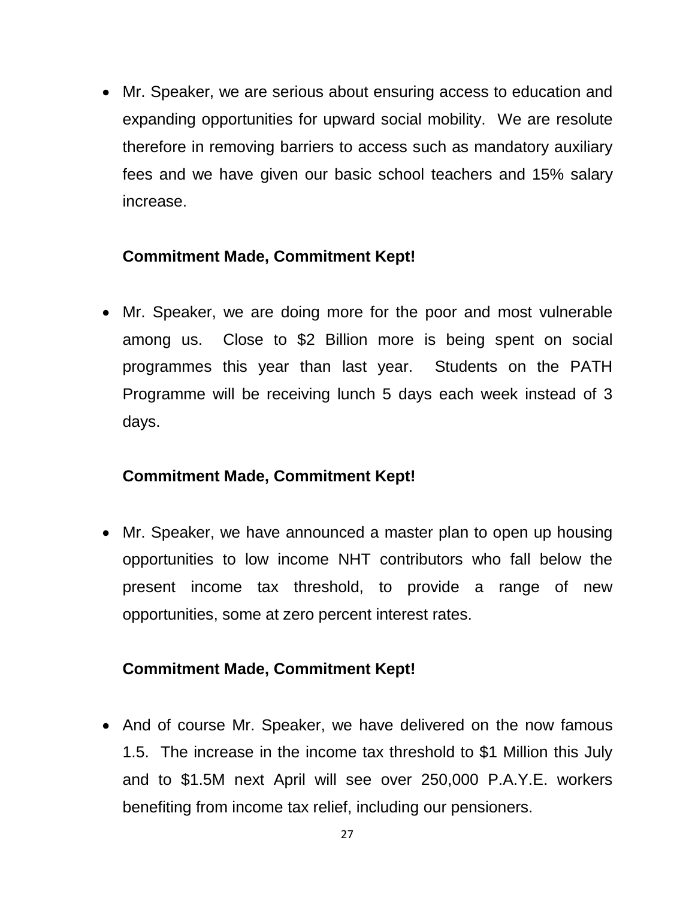- Mr. Speaker, we are serious about ensuring access to education and expanding opportunities for upward social mobility. We are resolute therefore in removing barriers to access such as mandatory auxiliary fees and we have given our basic school teachers and 15% salary increase.

  **Commitment Made, Commitment Kept!**

- Mr. Speaker, we are doing more for the poor and most vulnerable among us. Close to $2 Billion more is being spent on social programmes this year than last year. Students on the PATH Programme will be receiving lunch 5 days each week instead of 3 days.

  **Commitment Made, Commitment Kept!**

- Mr. Speaker, we have announced a master plan to open up housing opportunities to low income NHT contributors who fall below the present income tax threshold, to provide a range of new opportunities, some at zero percent interest rates.

  **Commitment Made, Commitment Kept!**

- And of course Mr. Speaker, we have delivered on the now famous 1.5. The increase in the income tax threshold to $1 Million this July and to $1.5M next April will see over 250,000 P.A.Y.E. workers benefiting from income tax relief, including our pensioners.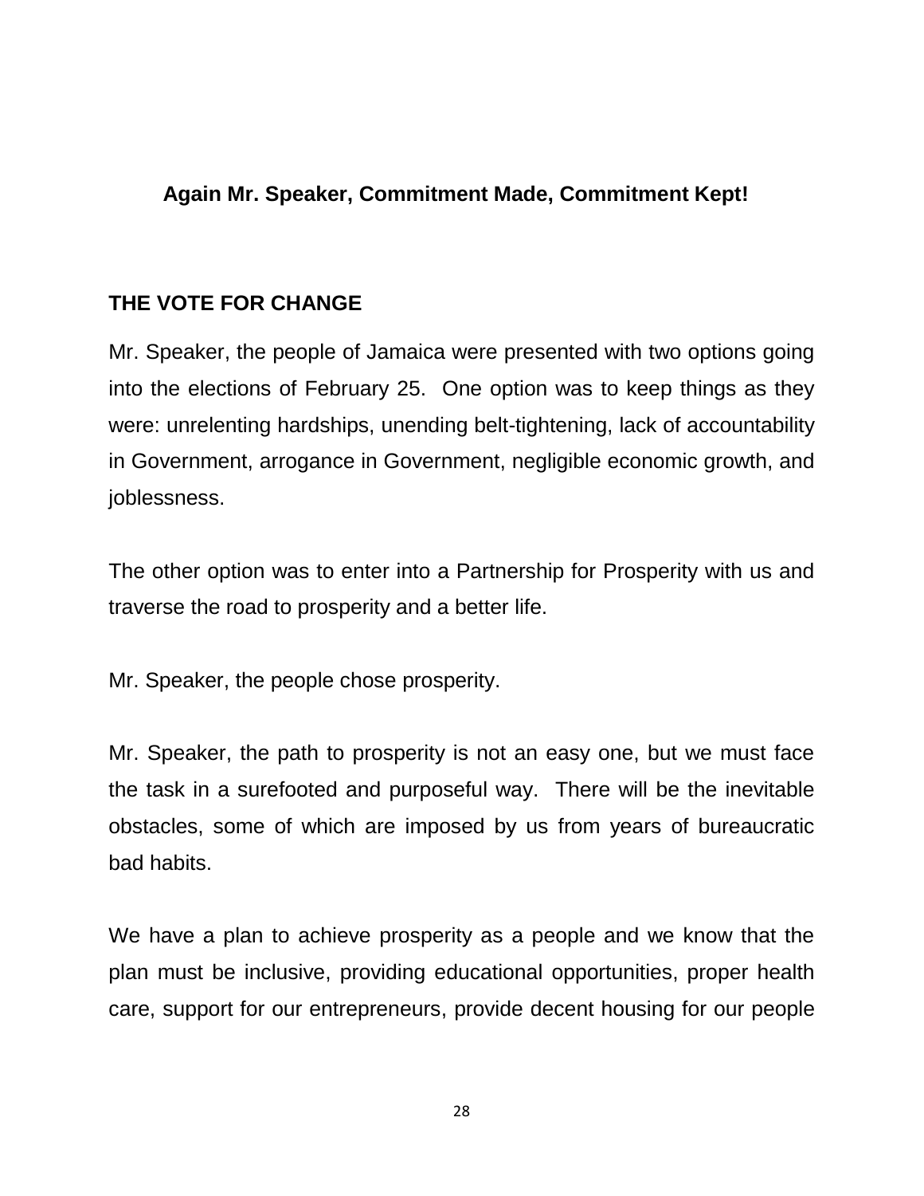**Again Mr. Speaker, Commitment Made, Commitment Kept!**

## THE VOTE FOR CHANGE

Mr. Speaker, the people of Jamaica were presented with two options going into the elections of February 25. One option was to keep things as they were: unrelenting hardships, unending belt-tightening, lack of accountability in Government, arrogance in Government, negligible economic growth, and joblessness.

The other option was to enter into a Partnership for Prosperity with us and traverse the road to prosperity and a better life.

Mr. Speaker, the people chose prosperity.

Mr. Speaker, the path to prosperity is not an easy one, but we must face the task in a surefooted and purposeful way. There will be the inevitable obstacles, some of which are imposed by us from years of bureaucratic bad habits.

We have a plan to achieve prosperity as a people and we know that the plan must be inclusive, providing educational opportunities, proper health care, support for our entrepreneurs, provide decent housing for our people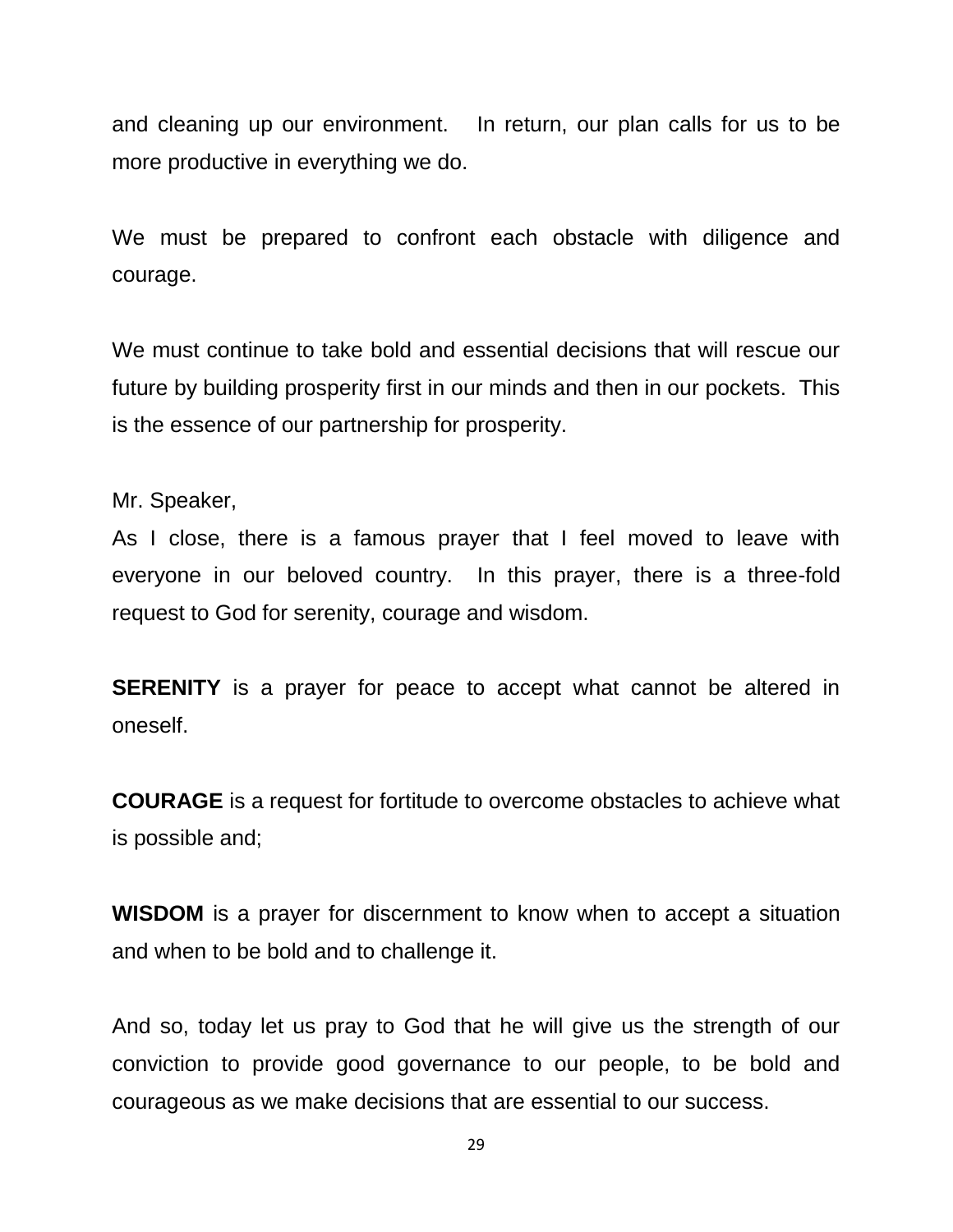and cleaning up our environment. In return, our plan calls for us to be more productive in everything we do.

We must be prepared to confront each obstacle with diligence and courage.

We must continue to take bold and essential decisions that will rescue our future by building prosperity first in our minds and then in our pockets. This is the essence of our partnership for prosperity.

Mr. Speaker,
As I close, there is a famous prayer that I feel moved to leave with everyone in our beloved country. In this prayer, there is a three-fold request to God for serenity, courage and wisdom.

**SERENITY** is a prayer for peace to accept what cannot be altered in oneself.

**COURAGE** is a request for fortitude to overcome obstacles to achieve what is possible and;

**WISDOM** is a prayer for discernment to know when to accept a situation and when to be bold and to challenge it.

And so, today let us pray to God that he will give us the strength of our conviction to provide good governance to our people, to be bold and courageous as we make decisions that are essential to our success.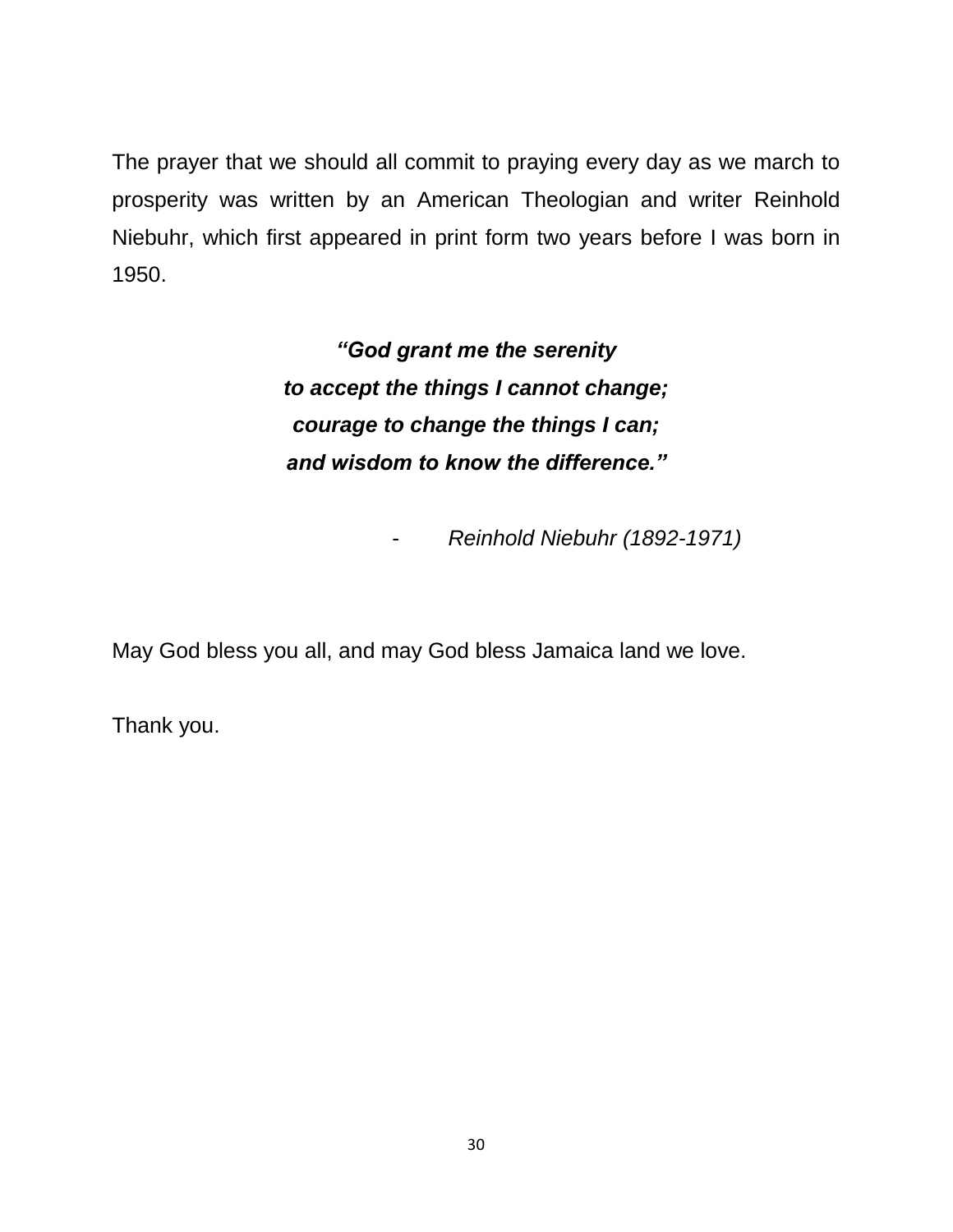The prayer that we should all commit to praying every day as we march to prosperity was written by an American Theologian and writer Reinhold Niebuhr, which first appeared in print form two years before I was born in 1950.

***"God grant me the serenity***
***to accept the things I cannot change;***
***courage to change the things I can;***
***and wisdom to know the difference."***

- *Reinhold Niebuhr (1892-1971)*

May God bless you all, and may God bless Jamaica land we love.

Thank you.